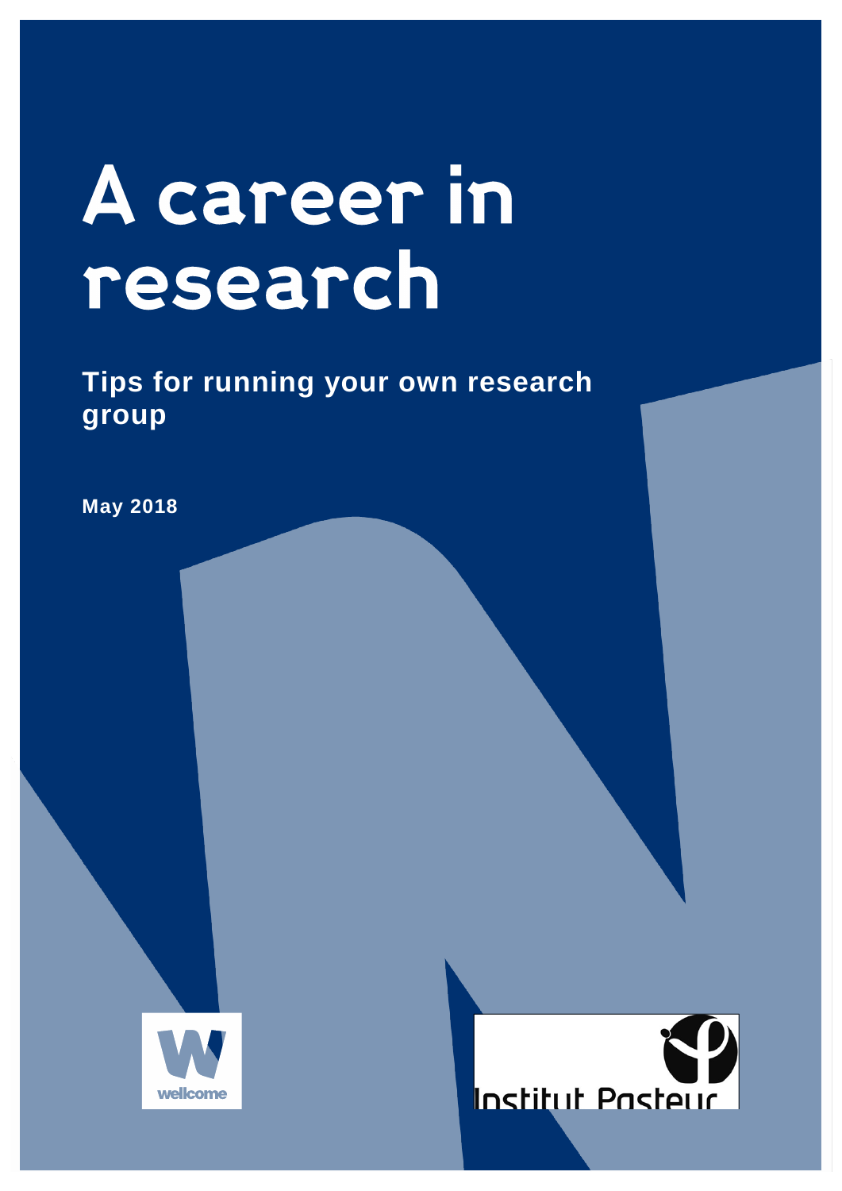# A career in research

## Tips for running your own research group

**May 2018**

wellcome

Institut Pasteur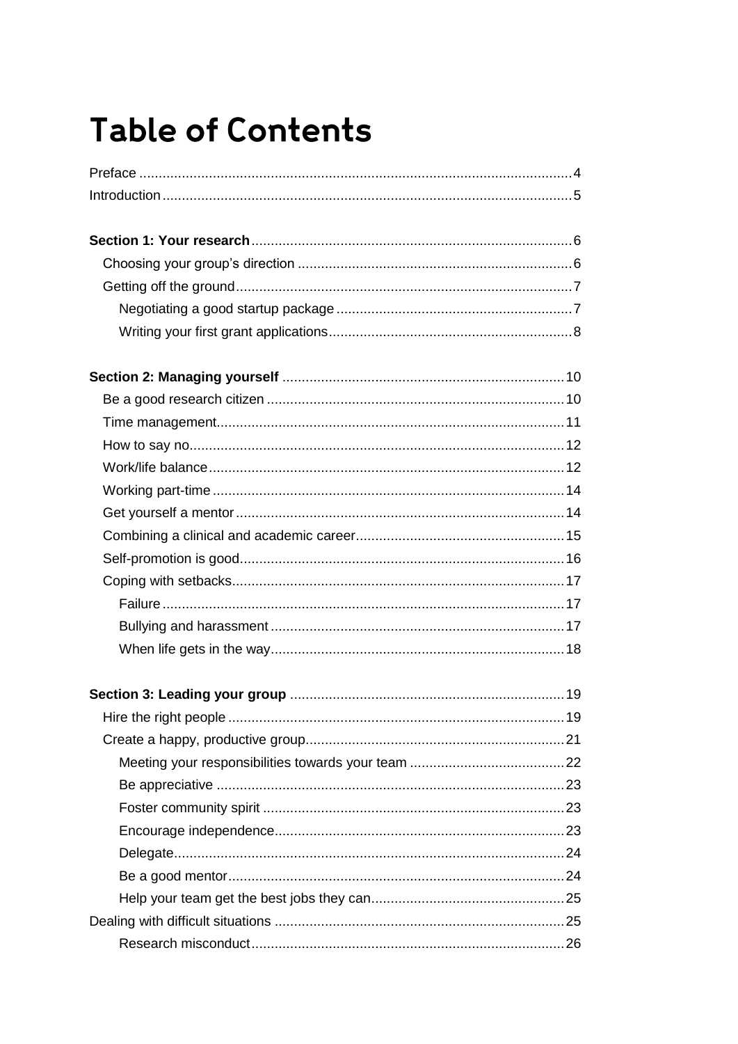# Table of Contents

Preface ... 4
Introduction ... 5

**Section 1: Your research** ... 6
- Choosing your group's direction ... 6
- Getting off the ground ... 7
  - Negotiating a good startup package ... 7
  - Writing your first grant applications ... 8

**Section 2: Managing yourself** ... 10
- Be a good research citizen ... 10
- Time management ... 11
- How to say no ... 12
- Work/life balance ... 12
- Working part-time ... 14
- Get yourself a mentor ... 14
- Combining a clinical and academic career ... 15
- Self-promotion is good ... 16
- Coping with setbacks ... 17
  - Failure ... 17
  - Bullying and harassment ... 17
  - When life gets in the way ... 18

**Section 3: Leading your group** ... 19
- Hire the right people ... 19
- Create a happy, productive group ... 21
  - Meeting your responsibilities towards your team ... 22
  - Be appreciative ... 23
  - Foster community spirit ... 23
  - Encourage independence ... 23
  - Delegate ... 24
  - Be a good mentor ... 24
  - Help your team get the best jobs they can ... 25

Dealing with difficult situations ... 25
  - Research misconduct ... 26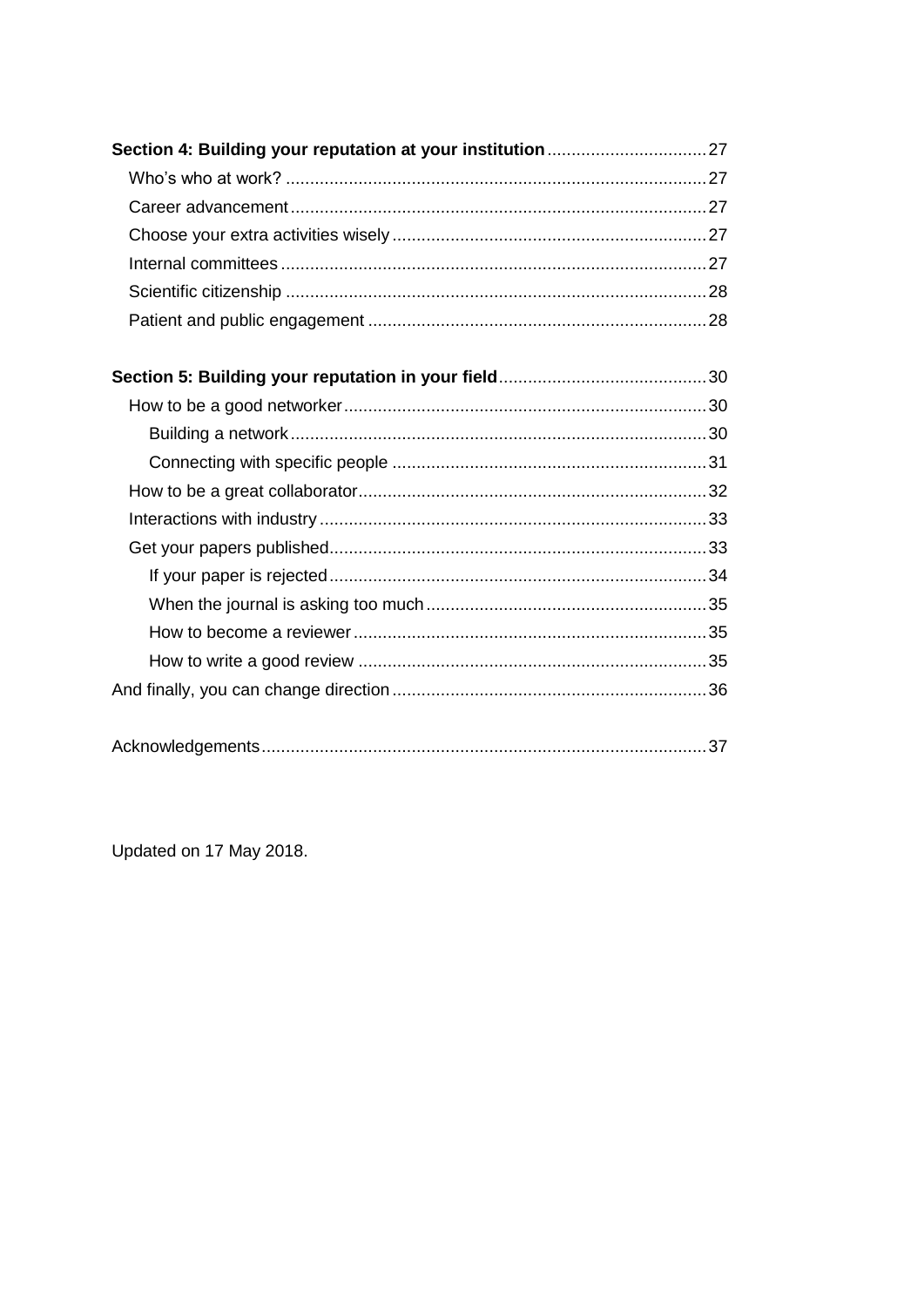**Section 4: Building your reputation at your institution** ..... 27

- Who's who at work? ..... 27
- Career advancement ..... 27
- Choose your extra activities wisely ..... 27
- Internal committees ..... 27
- Scientific citizenship ..... 28
- Patient and public engagement ..... 28

**Section 5: Building your reputation in your field** ..... 30

- How to be a good networker ..... 30
  - Building a network ..... 30
  - Connecting with specific people ..... 31
- How to be a great collaborator ..... 32
- Interactions with industry ..... 33
- Get your papers published ..... 33
  - If your paper is rejected ..... 34
  - When the journal is asking too much ..... 35
  - How to become a reviewer ..... 35
  - How to write a good review ..... 35

And finally, you can change direction ..... 36

Acknowledgements ..... 37

Updated on 17 May 2018.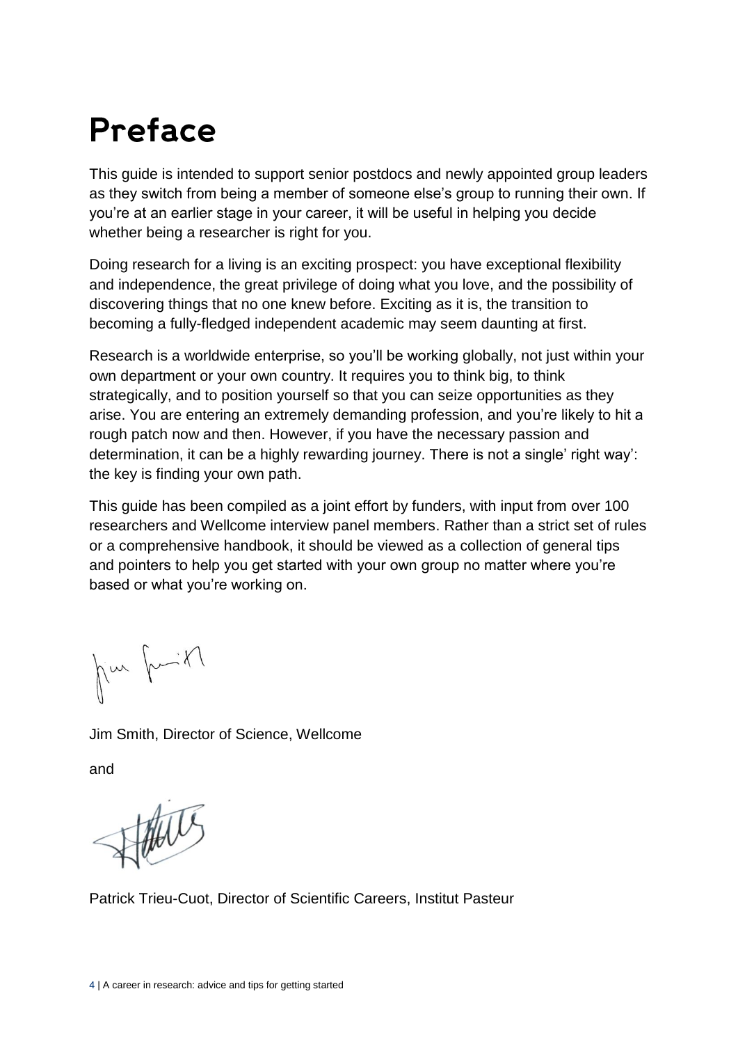# Preface

This guide is intended to support senior postdocs and newly appointed group leaders as they switch from being a member of someone else's group to running their own. If you're at an earlier stage in your career, it will be useful in helping you decide whether being a researcher is right for you.

Doing research for a living is an exciting prospect: you have exceptional flexibility and independence, the great privilege of doing what you love, and the possibility of discovering things that no one knew before. Exciting as it is, the transition to becoming a fully-fledged independent academic may seem daunting at first.

Research is a worldwide enterprise, so you'll be working globally, not just within your own department or your own country. It requires you to think big, to think strategically, and to position yourself so that you can seize opportunities as they arise. You are entering an extremely demanding profession, and you're likely to hit a rough patch now and then. However, if you have the necessary passion and determination, it can be a highly rewarding journey. There is not a single' right way': the key is finding your own path.

This guide has been compiled as a joint effort by funders, with input from over 100 researchers and Wellcome interview panel members. Rather than a strict set of rules or a comprehensive handbook, it should be viewed as a collection of general tips and pointers to help you get started with your own group no matter where you're based or what you're working on.

Jim Smith, Director of Science, Wellcome

and

Patrick Trieu-Cuot, Director of Scientific Careers, Institut Pasteur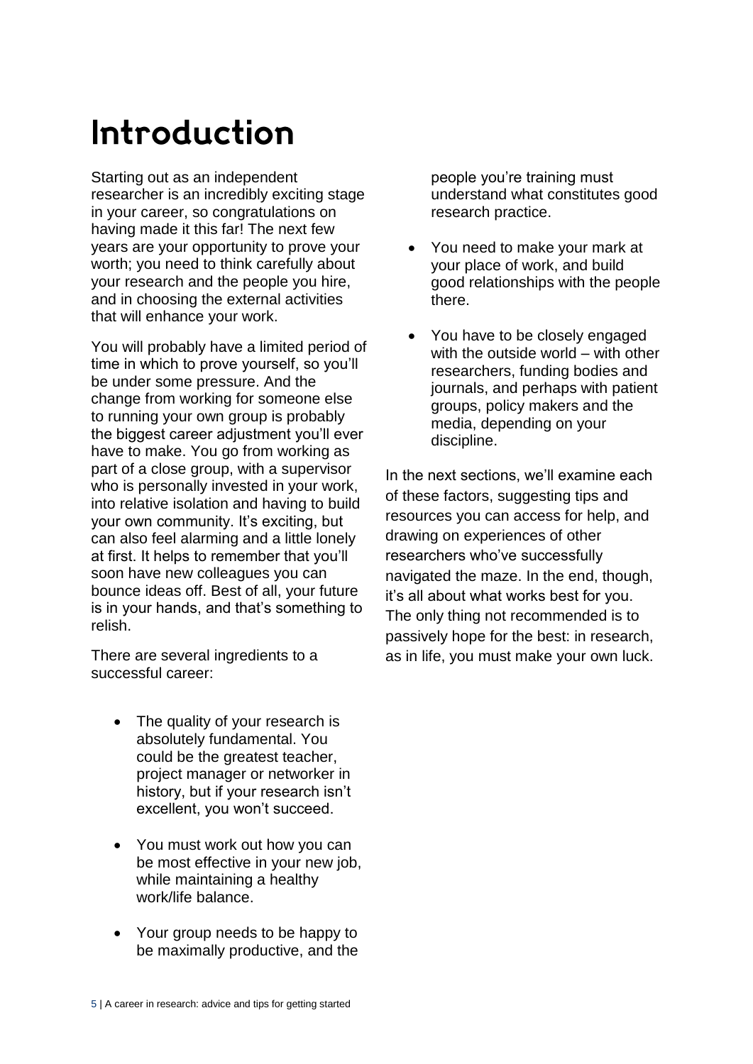# Introduction

Starting out as an independent researcher is an incredibly exciting stage in your career, so congratulations on having made it this far! The next few years are your opportunity to prove your worth; you need to think carefully about your research and the people you hire, and in choosing the external activities that will enhance your work.

You will probably have a limited period of time in which to prove yourself, so you'll be under some pressure. And the change from working for someone else to running your own group is probably the biggest career adjustment you'll ever have to make. You go from working as part of a close group, with a supervisor who is personally invested in your work, into relative isolation and having to build your own community. It's exciting, but can also feel alarming and a little lonely at first. It helps to remember that you'll soon have new colleagues you can bounce ideas off. Best of all, your future is in your hands, and that's something to relish.

There are several ingredients to a successful career:

- The quality of your research is absolutely fundamental. You could be the greatest teacher, project manager or networker in history, but if your research isn't excellent, you won't succeed.
- You must work out how you can be most effective in your new job, while maintaining a healthy work/life balance.
- Your group needs to be happy to be maximally productive, and the people you're training must understand what constitutes good research practice.
- You need to make your mark at your place of work, and build good relationships with the people there.
- You have to be closely engaged with the outside world – with other researchers, funding bodies and journals, and perhaps with patient groups, policy makers and the media, depending on your discipline.

In the next sections, we'll examine each of these factors, suggesting tips and resources you can access for help, and drawing on experiences of other researchers who've successfully navigated the maze. In the end, though, it's all about what works best for you. The only thing not recommended is to passively hope for the best: in research, as in life, you must make your own luck.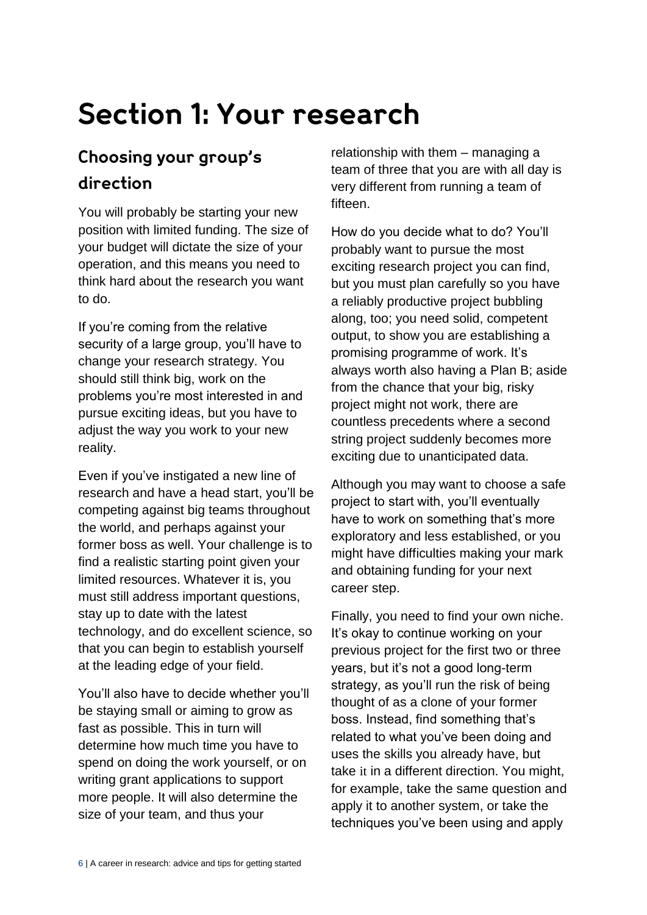# Section 1: Your research

## Choosing your group's direction

You will probably be starting your new position with limited funding. The size of your budget will dictate the size of your operation, and this means you need to think hard about the research you want to do.

If you're coming from the relative security of a large group, you'll have to change your research strategy. You should still think big, work on the problems you're most interested in and pursue exciting ideas, but you have to adjust the way you work to your new reality.

Even if you've instigated a new line of research and have a head start, you'll be competing against big teams throughout the world, and perhaps against your former boss as well. Your challenge is to find a realistic starting point given your limited resources. Whatever it is, you must still address important questions, stay up to date with the latest technology, and do excellent science, so that you can begin to establish yourself at the leading edge of your field.

You'll also have to decide whether you'll be staying small or aiming to grow as fast as possible. This in turn will determine how much time you have to spend on doing the work yourself, or on writing grant applications to support more people. It will also determine the size of your team, and thus your relationship with them – managing a team of three that you are with all day is very different from running a team of fifteen.

How do you decide what to do? You'll probably want to pursue the most exciting research project you can find, but you must plan carefully so you have a reliably productive project bubbling along, too; you need solid, competent output, to show you are establishing a promising programme of work. It's always worth also having a Plan B; aside from the chance that your big, risky project might not work, there are countless precedents where a second string project suddenly becomes more exciting due to unanticipated data.

Although you may want to choose a safe project to start with, you'll eventually have to work on something that's more exploratory and less established, or you might have difficulties making your mark and obtaining funding for your next career step.

Finally, you need to find your own niche. It's okay to continue working on your previous project for the first two or three years, but it's not a good long-term strategy, as you'll run the risk of being thought of as a clone of your former boss. Instead, find something that's related to what you've been doing and uses the skills you already have, but take it in a different direction. You might, for example, take the same question and apply it to another system, or take the techniques you've been using and apply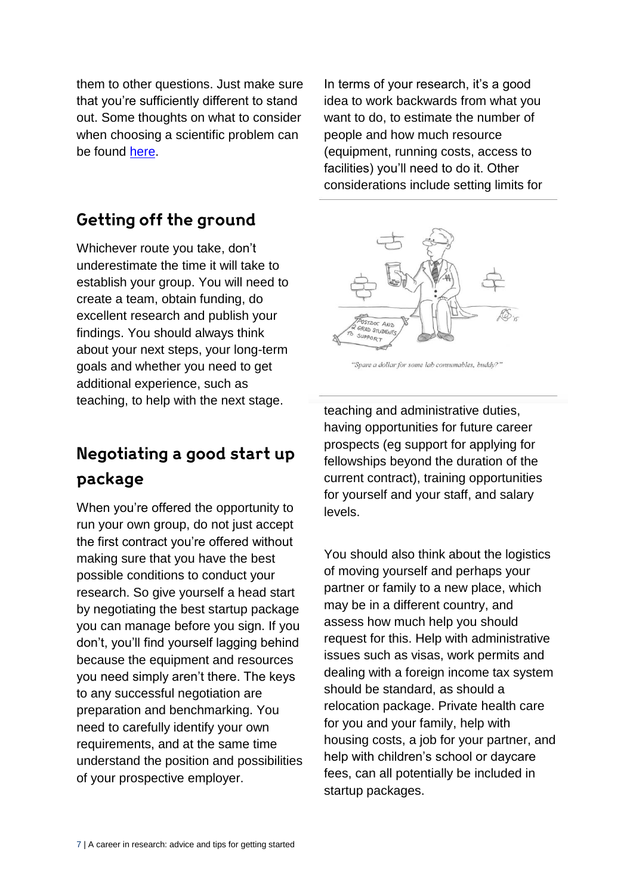them to other questions. Just make sure that you're sufficiently different to stand out. Some thoughts on what to consider when choosing a scientific problem can be found here.

## Getting off the ground

Whichever route you take, don't underestimate the time it will take to establish your group. You will need to create a team, obtain funding, do excellent research and publish your findings. You should always think about your next steps, your long-term goals and whether you need to get additional experience, such as teaching, to help with the next stage.

## Negotiating a good start up package

When you're offered the opportunity to run your own group, do not just accept the first contract you're offered without making sure that you have the best possible conditions to conduct your research. So give yourself a head start by negotiating the best startup package you can manage before you sign. If you don't, you'll find yourself lagging behind because the equipment and resources you need simply aren't there. The keys to any successful negotiation are preparation and benchmarking. You need to carefully identify your own requirements, and at the same time understand the position and possibilities of your prospective employer.

In terms of your research, it's a good idea to work backwards from what you want to do, to estimate the number of people and how much resource (equipment, running costs, access to facilities) you'll need to do it. Other considerations include setting limits for teaching and administrative duties, having opportunities for future career prospects (eg support for applying for fellowships beyond the duration of the current contract), training opportunities for yourself and your staff, and salary levels.

*"Spare a dollar for some lab consumables, buddy?"*

You should also think about the logistics of moving yourself and perhaps your partner or family to a new place, which may be in a different country, and assess how much help you should request for this. Help with administrative issues such as visas, work permits and dealing with a foreign income tax system should be standard, as should a relocation package. Private health care for you and your family, help with housing costs, a job for your partner, and help with children's school or daycare fees, can all potentially be included in startup packages.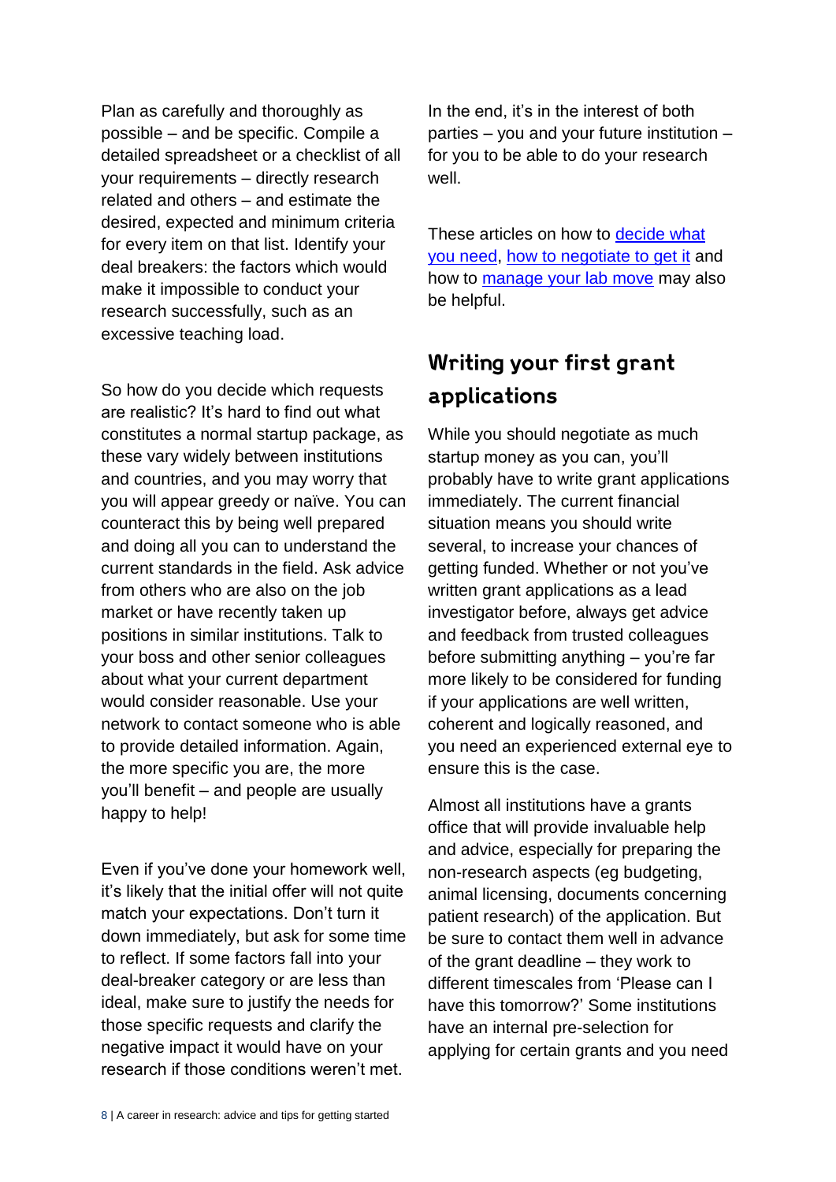Plan as carefully and thoroughly as possible – and be specific. Compile a detailed spreadsheet or a checklist of all your requirements – directly research related and others – and estimate the desired, expected and minimum criteria for every item on that list. Identify your deal breakers: the factors which would make it impossible to conduct your research successfully, such as an excessive teaching load.

So how do you decide which requests are realistic? It's hard to find out what constitutes a normal startup package, as these vary widely between institutions and countries, and you may worry that you will appear greedy or naïve. You can counteract this by being well prepared and doing all you can to understand the current standards in the field. Ask advice from others who are also on the job market or have recently taken up positions in similar institutions. Talk to your boss and other senior colleagues about what your current department would consider reasonable. Use your network to contact someone who is able to provide detailed information. Again, the more specific you are, the more you'll benefit – and people are usually happy to help!

Even if you've done your homework well, it's likely that the initial offer will not quite match your expectations. Don't turn it down immediately, but ask for some time to reflect. If some factors fall into your deal-breaker category or are less than ideal, make sure to justify the needs for those specific requests and clarify the negative impact it would have on your research if those conditions weren't met.

In the end, it's in the interest of both parties – you and your future institution – for you to be able to do your research well.

These articles on how to decide what you need, how to negotiate to get it and how to manage your lab move may also be helpful.

## Writing your first grant applications

While you should negotiate as much startup money as you can, you'll probably have to write grant applications immediately. The current financial situation means you should write several, to increase your chances of getting funded. Whether or not you've written grant applications as a lead investigator before, always get advice and feedback from trusted colleagues before submitting anything – you're far more likely to be considered for funding if your applications are well written, coherent and logically reasoned, and you need an experienced external eye to ensure this is the case.

Almost all institutions have a grants office that will provide invaluable help and advice, especially for preparing the non-research aspects (eg budgeting, animal licensing, documents concerning patient research) of the application. But be sure to contact them well in advance of the grant deadline – they work to different timescales from 'Please can I have this tomorrow?' Some institutions have an internal pre-selection for applying for certain grants and you need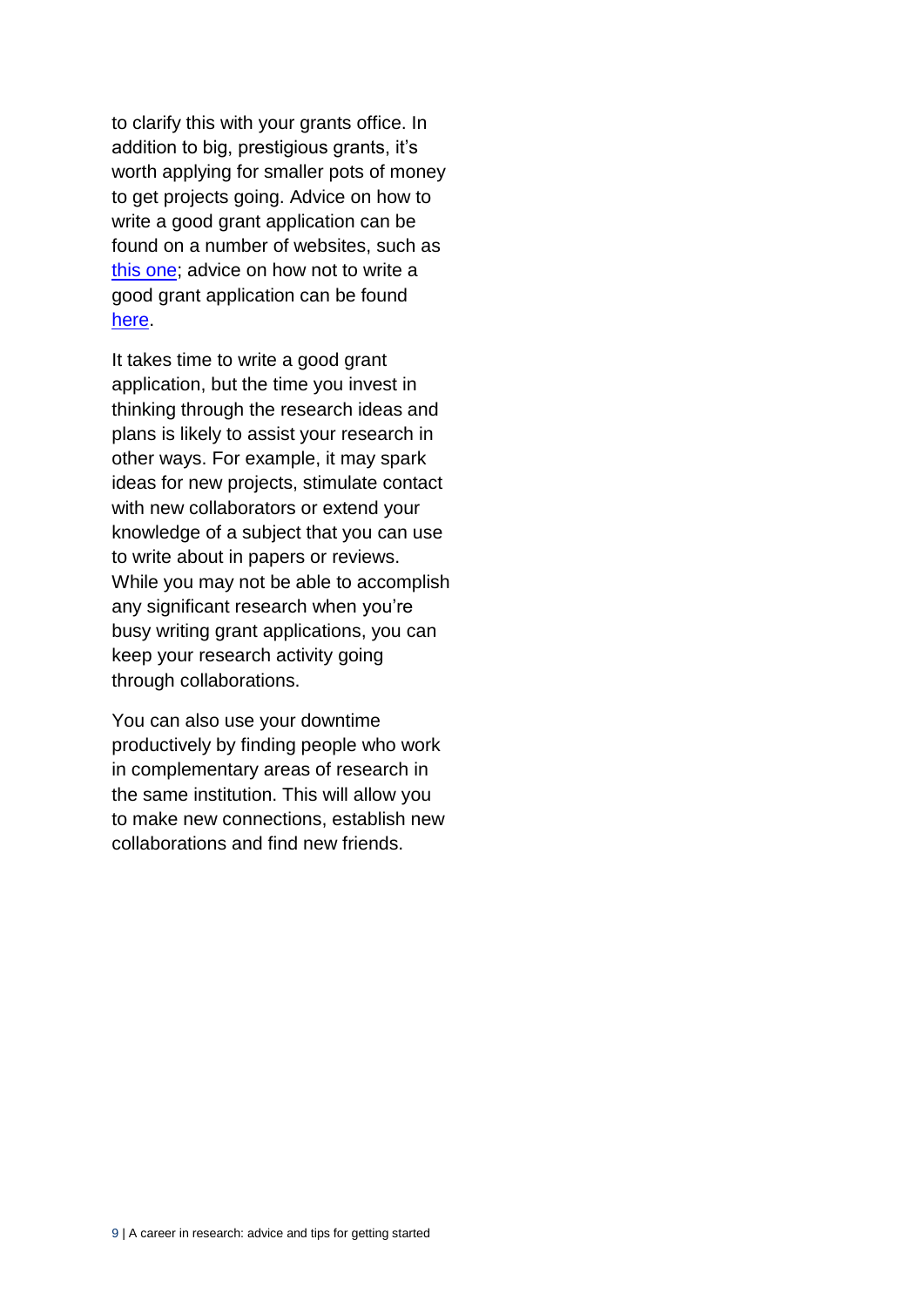to clarify this with your grants office. In addition to big, prestigious grants, it's worth applying for smaller pots of money to get projects going. Advice on how to write a good grant application can be found on a number of websites, such as this one; advice on how not to write a good grant application can be found here.

It takes time to write a good grant application, but the time you invest in thinking through the research ideas and plans is likely to assist your research in other ways. For example, it may spark ideas for new projects, stimulate contact with new collaborators or extend your knowledge of a subject that you can use to write about in papers or reviews. While you may not be able to accomplish any significant research when you're busy writing grant applications, you can keep your research activity going through collaborations.

You can also use your downtime productively by finding people who work in complementary areas of research in the same institution. This will allow you to make new connections, establish new collaborations and find new friends.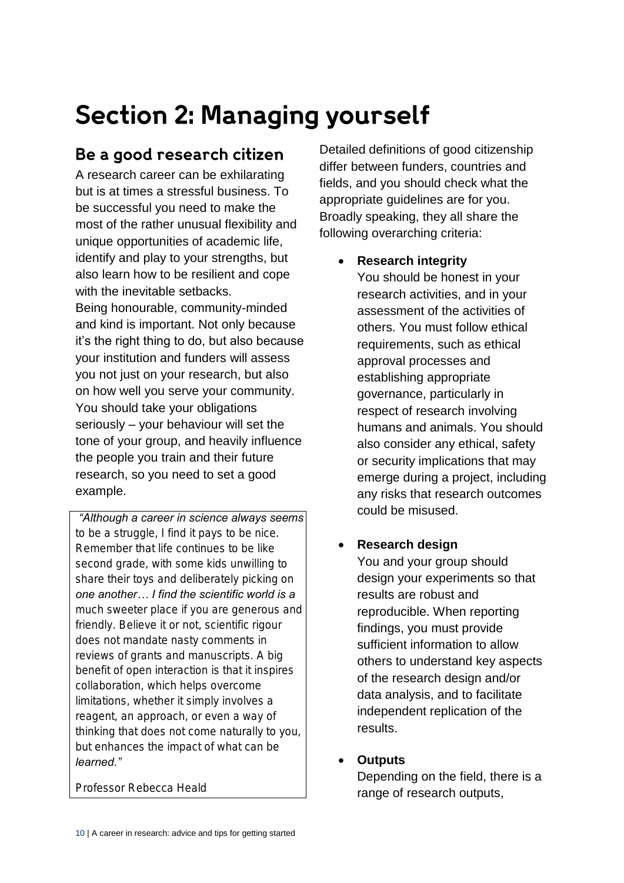# Section 2: Managing yourself

## Be a good research citizen

A research career can be exhilarating but is at times a stressful business. To be successful you need to make the most of the rather unusual flexibility and unique opportunities of academic life, identify and play to your strengths, but also learn how to be resilient and cope with the inevitable setbacks.

Being honourable, community-minded and kind is important. Not only because it's the right thing to do, but also because your institution and funders will assess you not just on your research, but also on how well you serve your community. You should take your obligations seriously – your behaviour will set the tone of your group, and heavily influence the people you train and their future research, so you need to set a good example.

> *"Although a career in science always seems to be a struggle, I find it pays to be nice. Remember that life continues to be like second grade, with some kids unwilling to share their toys and deliberately picking on one another… I find the scientific world is a much sweeter place if you are generous and friendly. Believe it or not, scientific rigour does not mandate nasty comments in reviews of grants and manuscripts. A big benefit of open interaction is that it inspires collaboration, which helps overcome limitations, whether it simply involves a reagent, an approach, or even a way of thinking that does not come naturally to you, but enhances the impact of what can be learned."*
>
> Professor Rebecca Heald

Detailed definitions of good citizenship differ between funders, countries and fields, and you should check what the appropriate guidelines are for you. Broadly speaking, they all share the following overarching criteria:

- **Research integrity**
  You should be honest in your research activities, and in your assessment of the activities of others. You must follow ethical requirements, such as ethical approval processes and establishing appropriate governance, particularly in respect of research involving humans and animals. You should also consider any ethical, safety or security implications that may emerge during a project, including any risks that research outcomes could be misused.

- **Research design**
  You and your group should design your experiments so that results are robust and reproducible. When reporting findings, you must provide sufficient information to allow others to understand key aspects of the research design and/or data analysis, and to facilitate independent replication of the results.

- **Outputs**
  Depending on the field, there is a range of research outputs,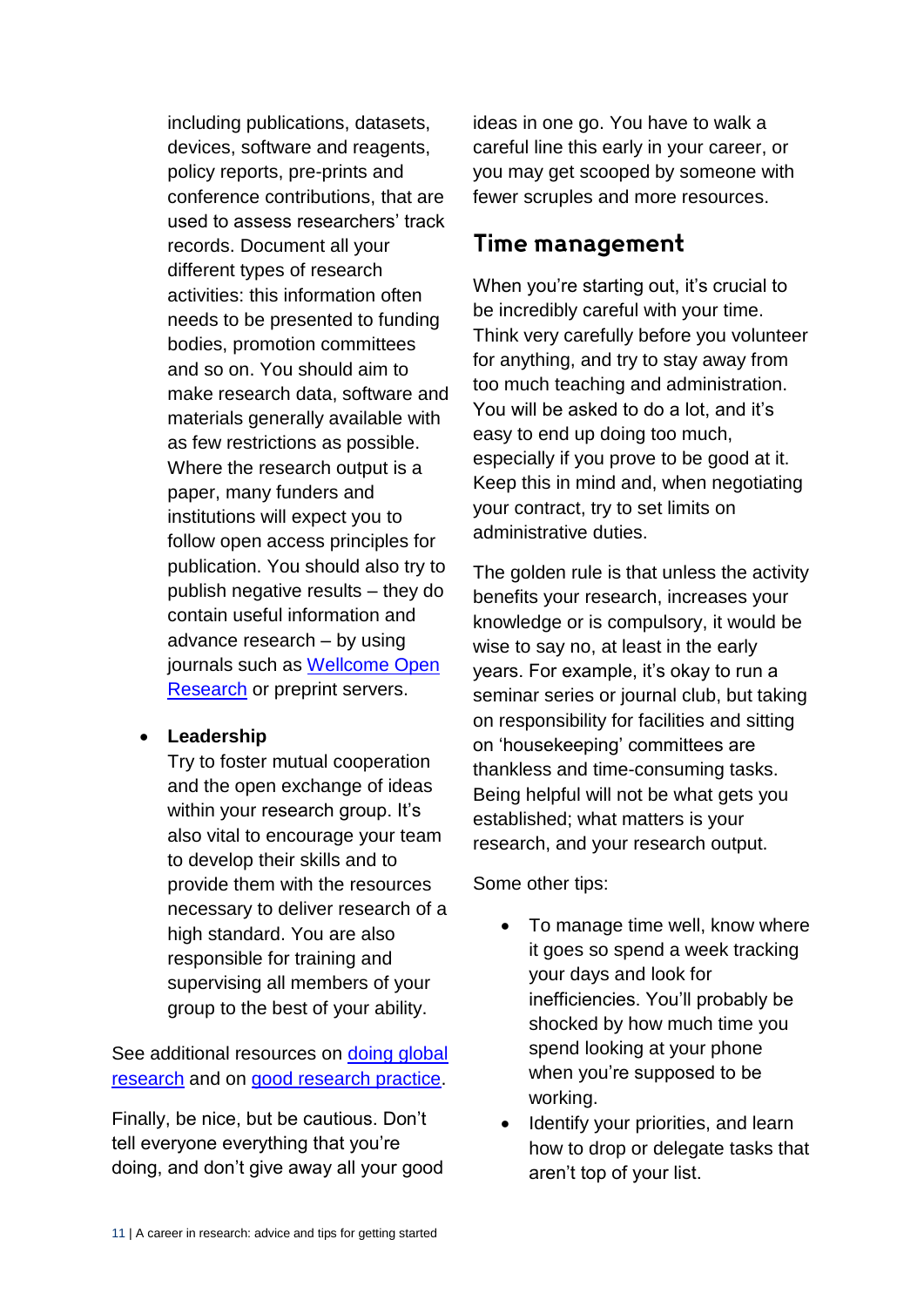including publications, datasets, devices, software and reagents, policy reports, pre-prints and conference contributions, that are used to assess researchers' track records. Document all your different types of research activities: this information often needs to be presented to funding bodies, promotion committees and so on. You should aim to make research data, software and materials generally available with as few restrictions as possible. Where the research output is a paper, many funders and institutions will expect you to follow open access principles for publication. You should also try to publish negative results – they do contain useful information and advance research – by using journals such as [Wellcome Open Research](#) or preprint servers.

- **Leadership**
  Try to foster mutual cooperation and the open exchange of ideas within your research group. It's also vital to encourage your team to develop their skills and to provide them with the resources necessary to deliver research of a high standard. You are also responsible for training and supervising all members of your group to the best of your ability.

See additional resources on [doing global research](#) and on [good research practice](#).

Finally, be nice, but be cautious. Don't tell everyone everything that you're doing, and don't give away all your good ideas in one go. You have to walk a careful line this early in your career, or you may get scooped by someone with fewer scruples and more resources.

## Time management

When you're starting out, it's crucial to be incredibly careful with your time. Think very carefully before you volunteer for anything, and try to stay away from too much teaching and administration. You will be asked to do a lot, and it's easy to end up doing too much, especially if you prove to be good at it. Keep this in mind and, when negotiating your contract, try to set limits on administrative duties.

The golden rule is that unless the activity benefits your research, increases your knowledge or is compulsory, it would be wise to say no, at least in the early years. For example, it's okay to run a seminar series or journal club, but taking on responsibility for facilities and sitting on 'housekeeping' committees are thankless and time-consuming tasks. Being helpful will not be what gets you established; what matters is your research, and your research output.

Some other tips:

- To manage time well, know where it goes so spend a week tracking your days and look for inefficiencies. You'll probably be shocked by how much time you spend looking at your phone when you're supposed to be working.
- Identify your priorities, and learn how to drop or delegate tasks that aren't top of your list.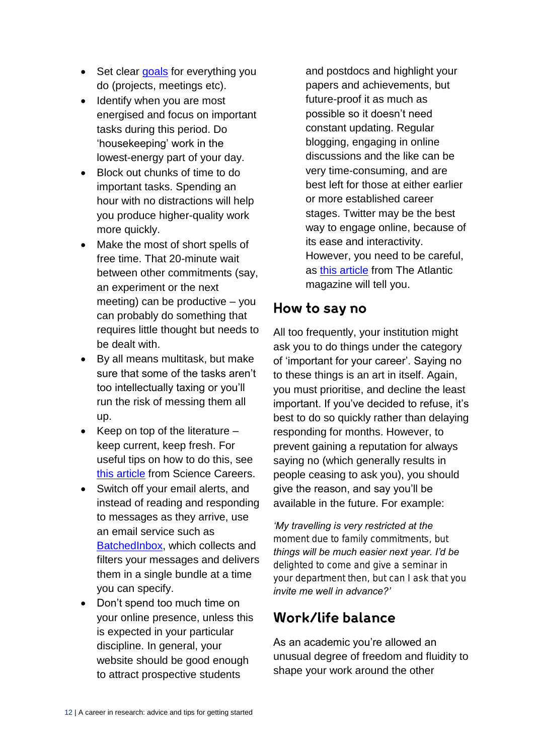- Set clear goals for everything you do (projects, meetings etc).
- Identify when you are most energised and focus on important tasks during this period. Do 'housekeeping' work in the lowest-energy part of your day.
- Block out chunks of time to do important tasks. Spending an hour with no distractions will help you produce higher-quality work more quickly.
- Make the most of short spells of free time. That 20-minute wait between other commitments (say, an experiment or the next meeting) can be productive – you can probably do something that requires little thought but needs to be dealt with.
- By all means multitask, but make sure that some of the tasks aren't too intellectually taxing or you'll run the risk of messing them all up.
- Keep on top of the literature – keep current, keep fresh. For useful tips on how to do this, see this article from Science Careers.
- Switch off your email alerts, and instead of reading and responding to messages as they arrive, use an email service such as BatchedInbox, which collects and filters your messages and delivers them in a single bundle at a time you can specify.
- Don't spend too much time on your online presence, unless this is expected in your particular discipline. In general, your website should be good enough to attract prospective students and postdocs and highlight your papers and achievements, but future-proof it as much as possible so it doesn't need constant updating. Regular blogging, engaging in online discussions and the like can be very time-consuming, and are best left for those at either earlier or more established career stages. Twitter may be the best way to engage online, because of its ease and interactivity. However, you need to be careful, as this article from The Atlantic magazine will tell you.

## How to say no

All too frequently, your institution might ask you to do things under the category of 'important for your career'. Saying no to these things is an art in itself. Again, you must prioritise, and decline the least important. If you've decided to refuse, it's best to do so quickly rather than delaying responding for months. However, to prevent gaining a reputation for always saying no (which generally results in people ceasing to ask you), you should give the reason, and say you'll be available in the future. For example:

*'My travelling is very restricted at the moment due to family commitments, but things will be much easier next year. I'd be delighted to come and give a seminar in your department then, but can I ask that you invite me well in advance?'*

## Work/life balance

As an academic you're allowed an unusual degree of freedom and fluidity to shape your work around the other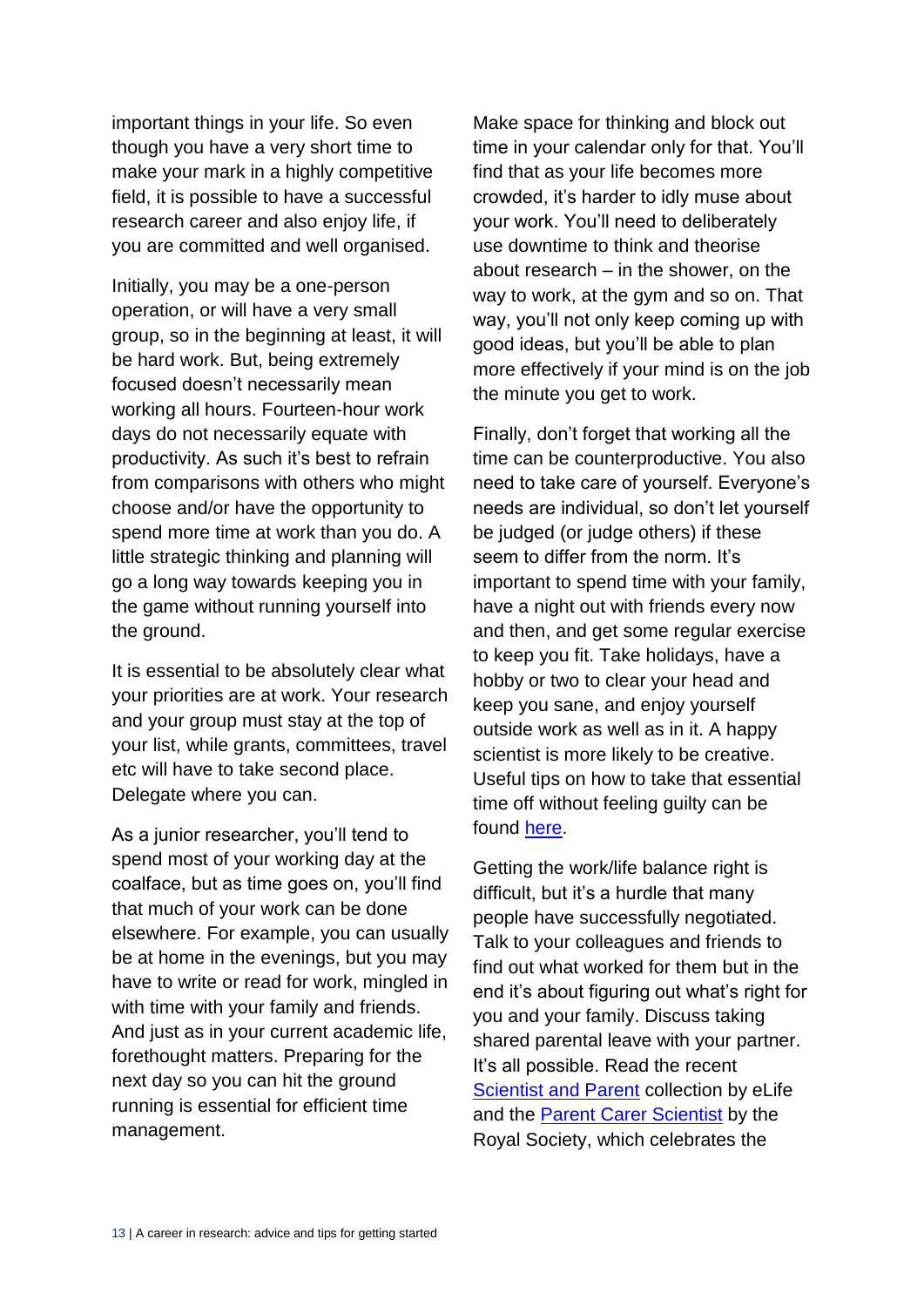important things in your life. So even though you have a very short time to make your mark in a highly competitive field, it is possible to have a successful research career and also enjoy life, if you are committed and well organised.

Initially, you may be a one-person operation, or will have a very small group, so in the beginning at least, it will be hard work. But, being extremely focused doesn't necessarily mean working all hours. Fourteen-hour work days do not necessarily equate with productivity. As such it's best to refrain from comparisons with others who might choose and/or have the opportunity to spend more time at work than you do. A little strategic thinking and planning will go a long way towards keeping you in the game without running yourself into the ground.

It is essential to be absolutely clear what your priorities are at work. Your research and your group must stay at the top of your list, while grants, committees, travel etc will have to take second place. Delegate where you can.

As a junior researcher, you'll tend to spend most of your working day at the coalface, but as time goes on, you'll find that much of your work can be done elsewhere. For example, you can usually be at home in the evenings, but you may have to write or read for work, mingled in with time with your family and friends. And just as in your current academic life, forethought matters. Preparing for the next day so you can hit the ground running is essential for efficient time management.

Make space for thinking and block out time in your calendar only for that. You'll find that as your life becomes more crowded, it's harder to idly muse about your work. You'll need to deliberately use downtime to think and theorise about research – in the shower, on the way to work, at the gym and so on. That way, you'll not only keep coming up with good ideas, but you'll be able to plan more effectively if your mind is on the job the minute you get to work.

Finally, don't forget that working all the time can be counterproductive. You also need to take care of yourself. Everyone's needs are individual, so don't let yourself be judged (or judge others) if these seem to differ from the norm. It's important to spend time with your family, have a night out with friends every now and then, and get some regular exercise to keep you fit. Take holidays, have a hobby or two to clear your head and keep you sane, and enjoy yourself outside work as well as in it. A happy scientist is more likely to be creative. Useful tips on how to take that essential time off without feeling guilty can be found here.

Getting the work/life balance right is difficult, but it's a hurdle that many people have successfully negotiated. Talk to your colleagues and friends to find out what worked for them but in the end it's about figuring out what's right for you and your family. Discuss taking shared parental leave with your partner. It's all possible. Read the recent Scientist and Parent collection by eLife and the Parent Carer Scientist by the Royal Society, which celebrates the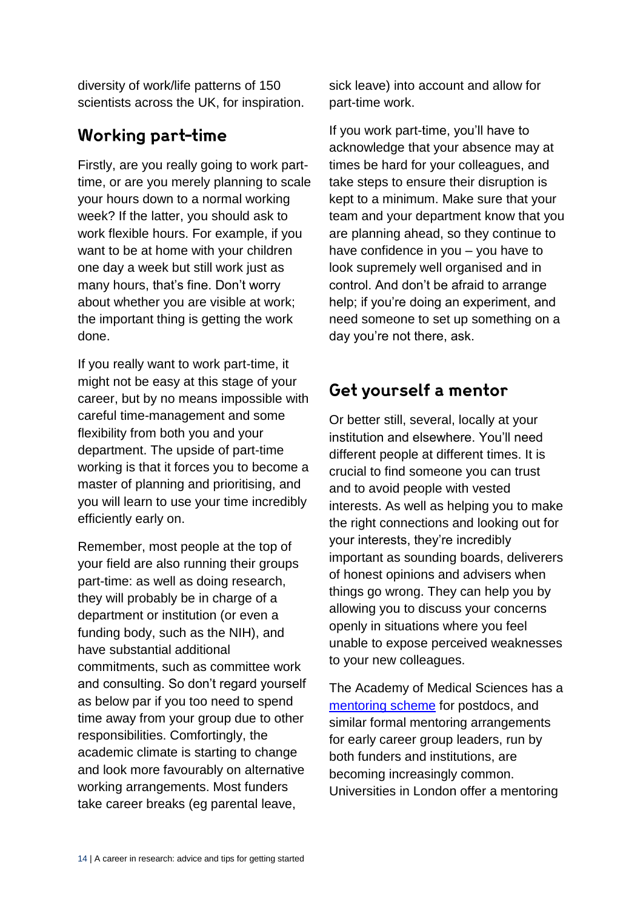diversity of work/life patterns of 150 scientists across the UK, for inspiration.

## Working part-time

Firstly, are you really going to work part-time, or are you merely planning to scale your hours down to a normal working week? If the latter, you should ask to work flexible hours. For example, if you want to be at home with your children one day a week but still work just as many hours, that's fine. Don't worry about whether you are visible at work; the important thing is getting the work done.

If you really want to work part-time, it might not be easy at this stage of your career, but by no means impossible with careful time-management and some flexibility from both you and your department. The upside of part-time working is that it forces you to become a master of planning and prioritising, and you will learn to use your time incredibly efficiently early on.

Remember, most people at the top of your field are also running their groups part-time: as well as doing research, they will probably be in charge of a department or institution (or even a funding body, such as the NIH), and have substantial additional commitments, such as committee work and consulting. So don't regard yourself as below par if you too need to spend time away from your group due to other responsibilities. Comfortingly, the academic climate is starting to change and look more favourably on alternative working arrangements. Most funders take career breaks (eg parental leave, sick leave) into account and allow for part-time work.

If you work part-time, you'll have to acknowledge that your absence may at times be hard for your colleagues, and take steps to ensure their disruption is kept to a minimum. Make sure that your team and your department know that you are planning ahead, so they continue to have confidence in you – you have to look supremely well organised and in control. And don't be afraid to arrange help; if you're doing an experiment, and need someone to set up something on a day you're not there, ask.

## Get yourself a mentor

Or better still, several, locally at your institution and elsewhere. You'll need different people at different times. It is crucial to find someone you can trust and to avoid people with vested interests. As well as helping you to make the right connections and looking out for your interests, they're incredibly important as sounding boards, deliverers of honest opinions and advisers when things go wrong. They can help you by allowing you to discuss your concerns openly in situations where you feel unable to expose perceived weaknesses to your new colleagues.

The Academy of Medical Sciences has a mentoring scheme for postdocs, and similar formal mentoring arrangements for early career group leaders, run by both funders and institutions, are becoming increasingly common. Universities in London offer a mentoring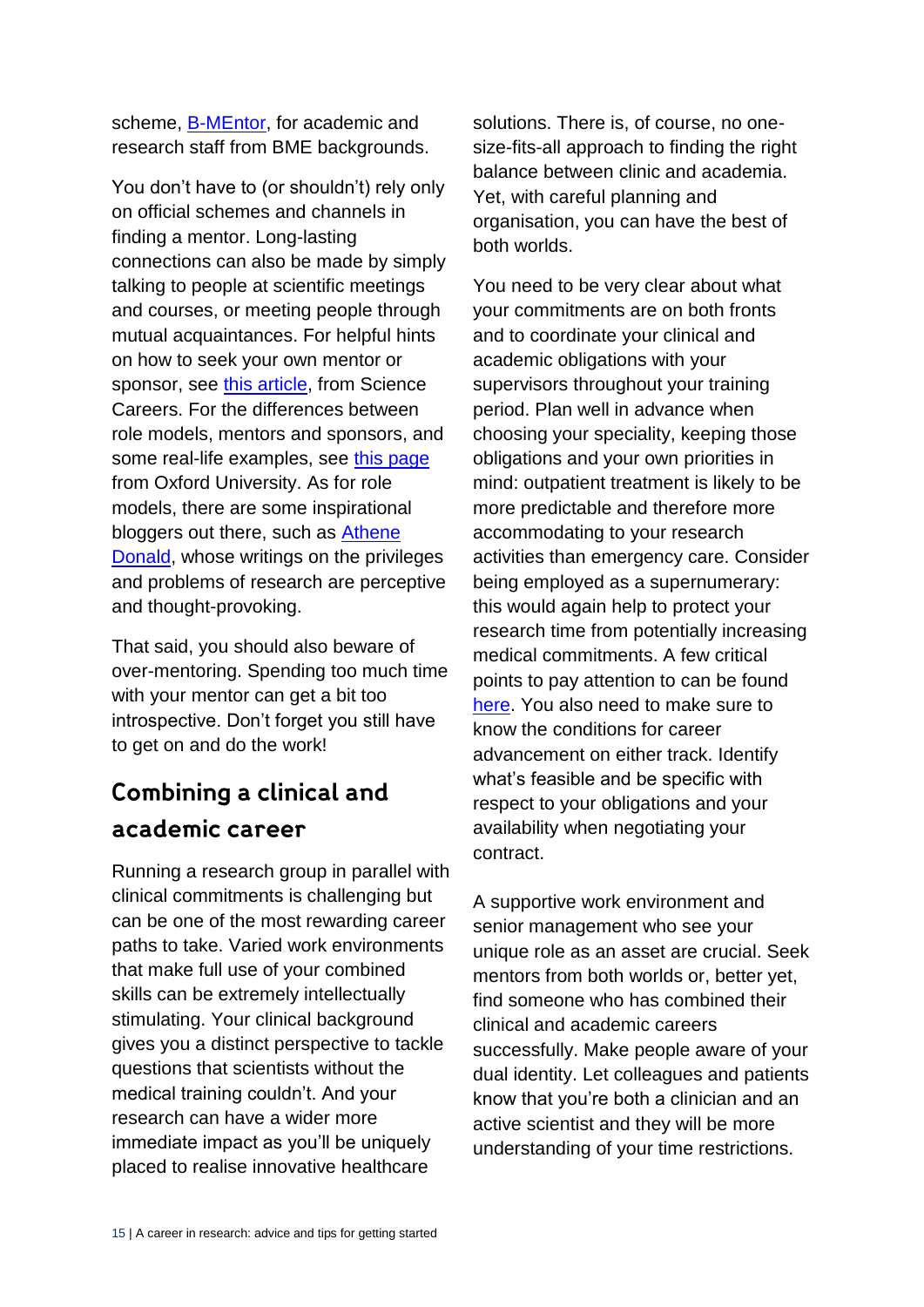scheme, B-MEntor, for academic and research staff from BME backgrounds.

You don't have to (or shouldn't) rely only on official schemes and channels in finding a mentor. Long-lasting connections can also be made by simply talking to people at scientific meetings and courses, or meeting people through mutual acquaintances. For helpful hints on how to seek your own mentor or sponsor, see this article, from Science Careers. For the differences between role models, mentors and sponsors, and some real-life examples, see this page from Oxford University. As for role models, there are some inspirational bloggers out there, such as Athene Donald, whose writings on the privileges and problems of research are perceptive and thought-provoking.

That said, you should also beware of over-mentoring. Spending too much time with your mentor can get a bit too introspective. Don't forget you still have to get on and do the work!

## Combining a clinical and academic career

Running a research group in parallel with clinical commitments is challenging but can be one of the most rewarding career paths to take. Varied work environments that make full use of your combined skills can be extremely intellectually stimulating. Your clinical background gives you a distinct perspective to tackle questions that scientists without the medical training couldn't. And your research can have a wider more immediate impact as you'll be uniquely placed to realise innovative healthcare solutions. There is, of course, no one-size-fits-all approach to finding the right balance between clinic and academia. Yet, with careful planning and organisation, you can have the best of both worlds.

You need to be very clear about what your commitments are on both fronts and to coordinate your clinical and academic obligations with your supervisors throughout your training period. Plan well in advance when choosing your speciality, keeping those obligations and your own priorities in mind: outpatient treatment is likely to be more predictable and therefore more accommodating to your research activities than emergency care. Consider being employed as a supernumerary: this would again help to protect your research time from potentially increasing medical commitments. A few critical points to pay attention to can be found here. You also need to make sure to know the conditions for career advancement on either track. Identify what's feasible and be specific with respect to your obligations and your availability when negotiating your contract.

A supportive work environment and senior management who see your unique role as an asset are crucial. Seek mentors from both worlds or, better yet, find someone who has combined their clinical and academic careers successfully. Make people aware of your dual identity. Let colleagues and patients know that you're both a clinician and an active scientist and they will be more understanding of your time restrictions.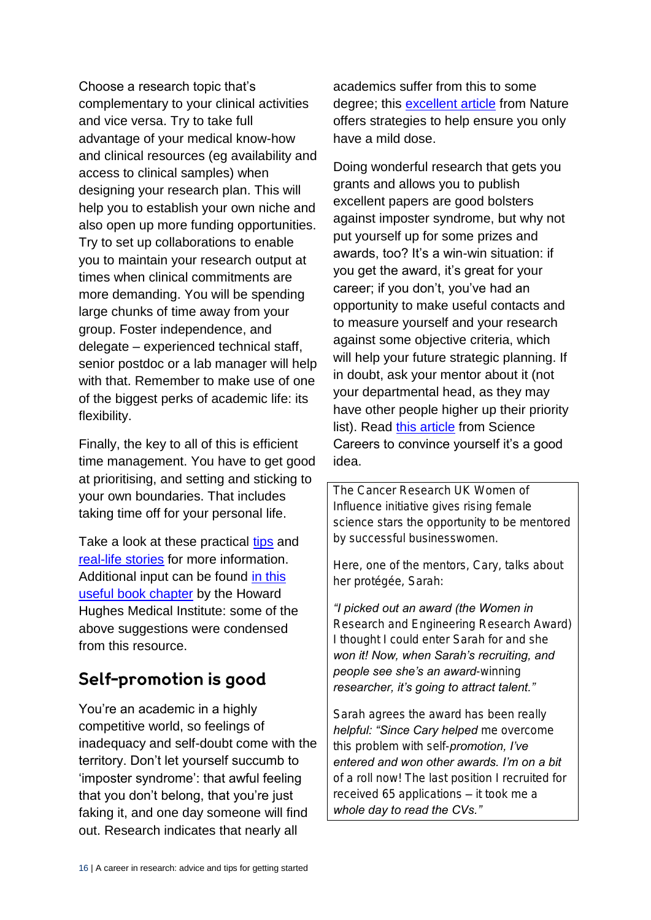Choose a research topic that's complementary to your clinical activities and vice versa. Try to take full advantage of your medical know-how and clinical resources (eg availability and access to clinical samples) when designing your research plan. This will help you to establish your own niche and also open up more funding opportunities. Try to set up collaborations to enable you to maintain your research output at times when clinical commitments are more demanding. You will be spending large chunks of time away from your group. Foster independence, and delegate – experienced technical staff, senior postdoc or a lab manager will help with that. Remember to make use of one of the biggest perks of academic life: its flexibility.

Finally, the key to all of this is efficient time management. You have to get good at prioritising, and setting and sticking to your own boundaries. That includes taking time off for your personal life.

Take a look at these practical tips and real-life stories for more information. Additional input can be found in this useful book chapter by the Howard Hughes Medical Institute: some of the above suggestions were condensed from this resource.

## Self-promotion is good

You're an academic in a highly competitive world, so feelings of inadequacy and self-doubt come with the territory. Don't let yourself succumb to 'imposter syndrome': that awful feeling that you don't belong, that you're just faking it, and one day someone will find out. Research indicates that nearly all academics suffer from this to some degree; this excellent article from Nature offers strategies to help ensure you only have a mild dose.

Doing wonderful research that gets you grants and allows you to publish excellent papers are good bolsters against imposter syndrome, but why not put yourself up for some prizes and awards, too? It's a win-win situation: if you get the award, it's great for your career; if you don't, you've had an opportunity to make useful contacts and to measure yourself and your research against some objective criteria, which will help your future strategic planning. If in doubt, ask your mentor about it (not your departmental head, as they may have other people higher up their priority list). Read this article from Science Careers to convince yourself it's a good idea.

> The Cancer Research UK Women of Influence initiative gives rising female science stars the opportunity to be mentored by successful businesswomen.
>
> Here, one of the mentors, Cary, talks about her protégée, Sarah:
>
> *"I picked out an award (the Women in Research and Engineering Research Award) I thought I could enter Sarah for and she won it! Now, when Sarah's recruiting, and people see she's an award-winning researcher, it's going to attract talent."*
>
> Sarah agrees the award has been really helpful: *"Since Cary helped me overcome this problem with self-promotion, I've entered and won other awards. I'm on a bit of a roll now! The last position I recruited for received 65 applications – it took me a whole day to read the CVs."*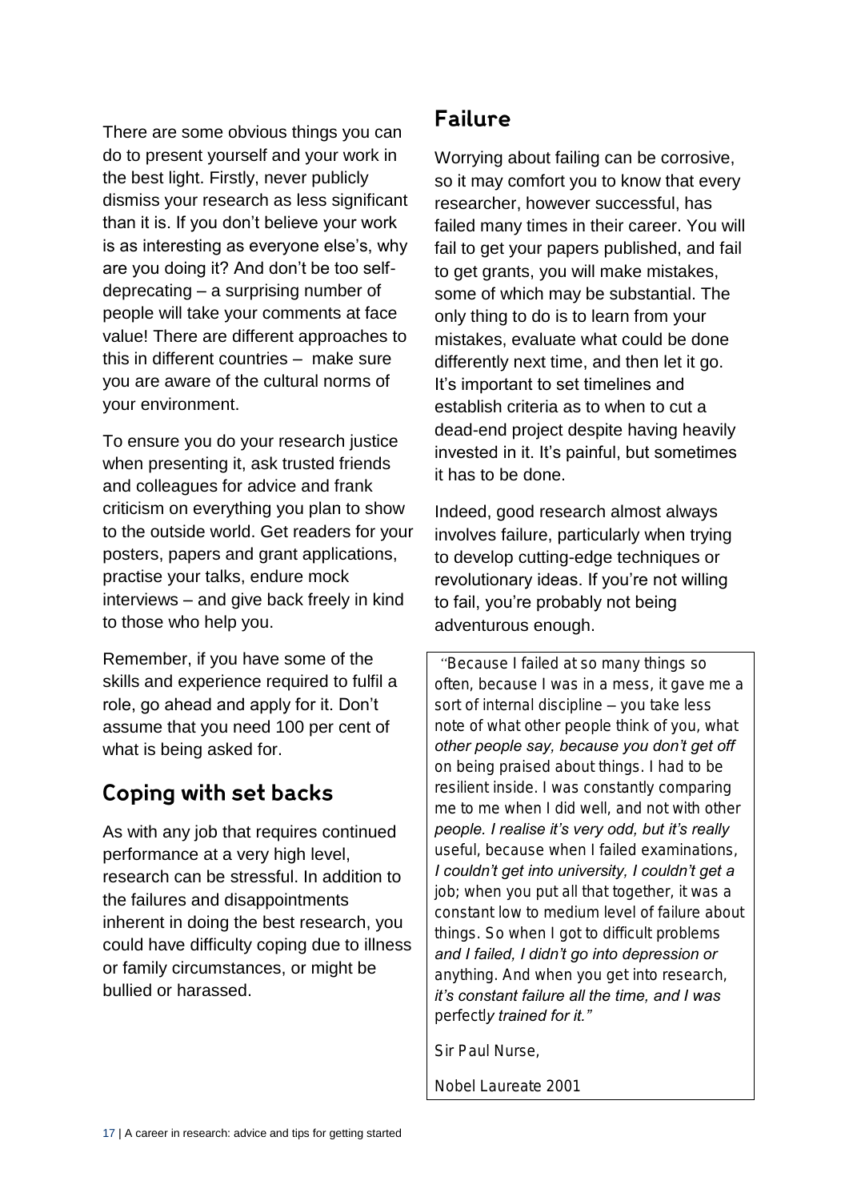There are some obvious things you can do to present yourself and your work in the best light. Firstly, never publicly dismiss your research as less significant than it is. If you don't believe your work is as interesting as everyone else's, why are you doing it? And don't be too self-deprecating – a surprising number of people will take your comments at face value! There are different approaches to this in different countries – make sure you are aware of the cultural norms of your environment.

To ensure you do your research justice when presenting it, ask trusted friends and colleagues for advice and frank criticism on everything you plan to show to the outside world. Get readers for your posters, papers and grant applications, practise your talks, endure mock interviews – and give back freely in kind to those who help you.

Remember, if you have some of the skills and experience required to fulfil a role, go ahead and apply for it. Don't assume that you need 100 per cent of what is being asked for.

## Coping with set backs

As with any job that requires continued performance at a very high level, research can be stressful. In addition to the failures and disappointments inherent in doing the best research, you could have difficulty coping due to illness or family circumstances, or might be bullied or harassed.

## Failure

Worrying about failing can be corrosive, so it may comfort you to know that every researcher, however successful, has failed many times in their career. You will fail to get your papers published, and fail to get grants, you will make mistakes, some of which may be substantial. The only thing to do is to learn from your mistakes, evaluate what could be done differently next time, and then let it go. It's important to set timelines and establish criteria as to when to cut a dead-end project despite having heavily invested in it. It's painful, but sometimes it has to be done.

Indeed, good research almost always involves failure, particularly when trying to develop cutting-edge techniques or revolutionary ideas. If you're not willing to fail, you're probably not being adventurous enough.

> "Because I failed at so many things so often, because I was in a mess, it gave me a sort of internal discipline – you take less note of what other people think of you, what other people say, because you don't get off on being praised about things. I had to be resilient inside. I was constantly comparing me to me when I did well, and not with other people. I realise it's very odd, but it's really useful, because when I failed examinations, I couldn't get into university, I couldn't get a job; when you put all that together, it was a constant low to medium level of failure about things. So when I got to difficult problems and I failed, I didn't go into depression or anything. And when you get into research, it's constant failure all the time, and I was perfectly trained for it."
>
> Sir Paul Nurse,
>
> Nobel Laureate 2001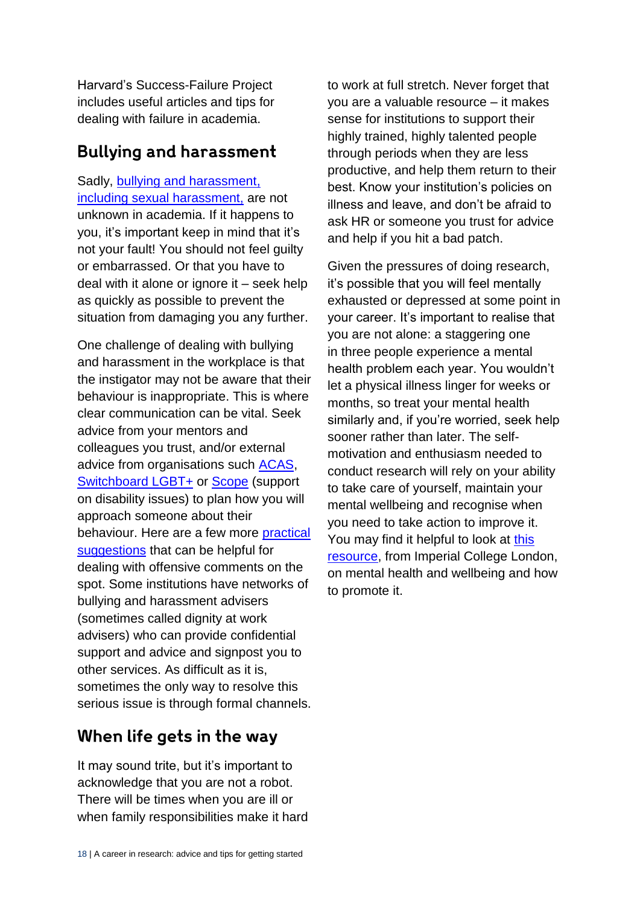Harvard's Success-Failure Project includes useful articles and tips for dealing with failure in academia.

## Bullying and harassment

Sadly, bullying and harassment, including sexual harassment, are not unknown in academia. If it happens to you, it's important keep in mind that it's not your fault! You should not feel guilty or embarrassed. Or that you have to deal with it alone or ignore it – seek help as quickly as possible to prevent the situation from damaging you any further.

One challenge of dealing with bullying and harassment in the workplace is that the instigator may not be aware that their behaviour is inappropriate. This is where clear communication can be vital. Seek advice from your mentors and colleagues you trust, and/or external advice from organisations such ACAS, Switchboard LGBT+ or Scope (support on disability issues) to plan how you will approach someone about their behaviour. Here are a few more practical suggestions that can be helpful for dealing with offensive comments on the spot. Some institutions have networks of bullying and harassment advisers (sometimes called dignity at work advisers) who can provide confidential support and advice and signpost you to other services. As difficult as it is, sometimes the only way to resolve this serious issue is through formal channels.

## When life gets in the way

It may sound trite, but it's important to acknowledge that you are not a robot. There will be times when you are ill or when family responsibilities make it hard to work at full stretch. Never forget that you are a valuable resource – it makes sense for institutions to support their highly trained, highly talented people through periods when they are less productive, and help them return to their best. Know your institution's policies on illness and leave, and don't be afraid to ask HR or someone you trust for advice and help if you hit a bad patch.

Given the pressures of doing research, it's possible that you will feel mentally exhausted or depressed at some point in your career. It's important to realise that you are not alone: a staggering one in three people experience a mental health problem each year. You wouldn't let a physical illness linger for weeks or months, so treat your mental health similarly and, if you're worried, seek help sooner rather than later. The self-motivation and enthusiasm needed to conduct research will rely on your ability to take care of yourself, maintain your mental wellbeing and recognise when you need to take action to improve it. You may find it helpful to look at this resource, from Imperial College London, on mental health and wellbeing and how to promote it.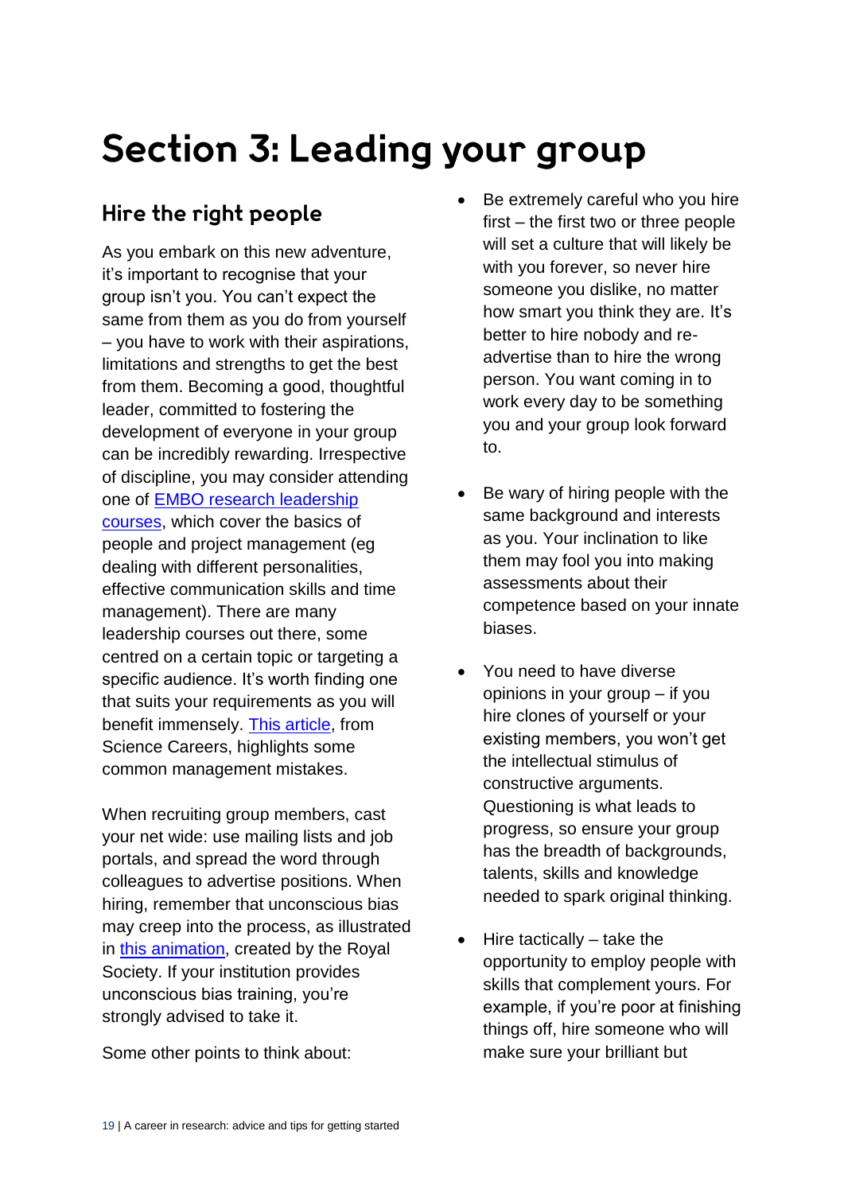# Section 3: Leading your group

## Hire the right people

As you embark on this new adventure, it's important to recognise that your group isn't you. You can't expect the same from them as you do from yourself – you have to work with their aspirations, limitations and strengths to get the best from them. Becoming a good, thoughtful leader, committed to fostering the development of everyone in your group can be incredibly rewarding. Irrespective of discipline, you may consider attending one of EMBO research leadership courses, which cover the basics of people and project management (eg dealing with different personalities, effective communication skills and time management). There are many leadership courses out there, some centred on a certain topic or targeting a specific audience. It's worth finding one that suits your requirements as you will benefit immensely. This article, from Science Careers, highlights some common management mistakes.

When recruiting group members, cast your net wide: use mailing lists and job portals, and spread the word through colleagues to advertise positions. When hiring, remember that unconscious bias may creep into the process, as illustrated in this animation, created by the Royal Society. If your institution provides unconscious bias training, you're strongly advised to take it.

Some other points to think about:

- Be extremely careful who you hire first – the first two or three people will set a culture that will likely be with you forever, so never hire someone you dislike, no matter how smart you think they are. It's better to hire nobody and re-advertise than to hire the wrong person. You want coming in to work every day to be something you and your group look forward to.

- Be wary of hiring people with the same background and interests as you. Your inclination to like them may fool you into making assessments about their competence based on your innate biases.

- You need to have diverse opinions in your group – if you hire clones of yourself or your existing members, you won't get the intellectual stimulus of constructive arguments. Questioning is what leads to progress, so ensure your group has the breadth of backgrounds, talents, skills and knowledge needed to spark original thinking.

- Hire tactically – take the opportunity to employ people with skills that complement yours. For example, if you're poor at finishing things off, hire someone who will make sure your brilliant but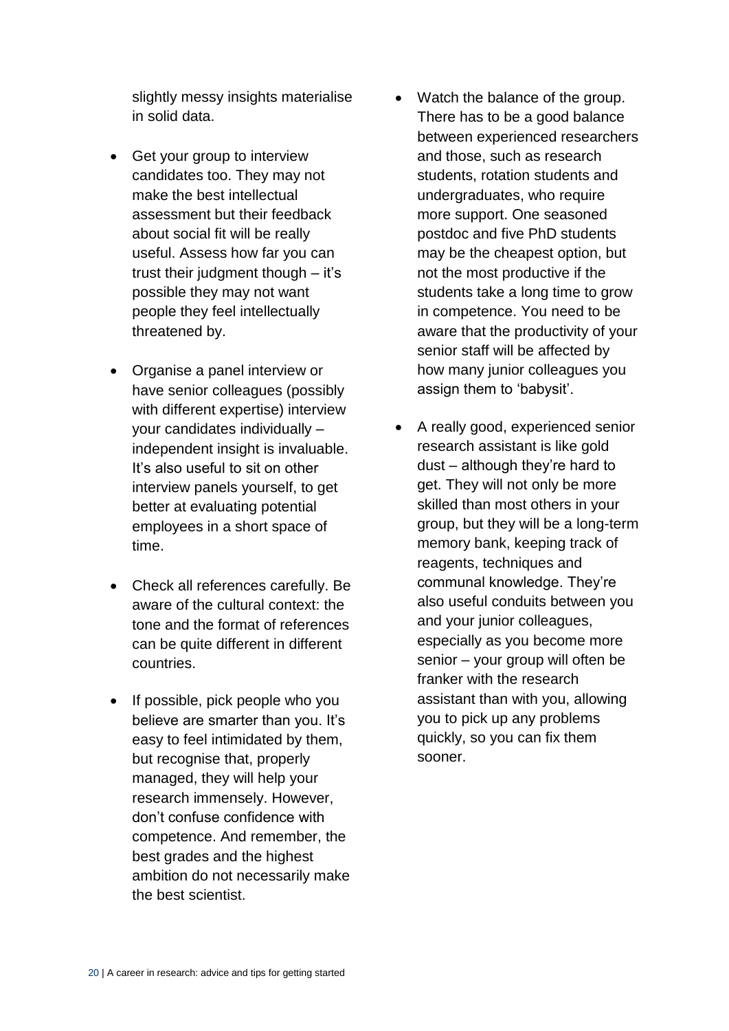slightly messy insights materialise in solid data.

- Get your group to interview candidates too. They may not make the best intellectual assessment but their feedback about social fit will be really useful. Assess how far you can trust their judgment though – it's possible they may not want people they feel intellectually threatened by.

- Organise a panel interview or have senior colleagues (possibly with different expertise) interview your candidates individually – independent insight is invaluable. It's also useful to sit on other interview panels yourself, to get better at evaluating potential employees in a short space of time.

- Check all references carefully. Be aware of the cultural context: the tone and the format of references can be quite different in different countries.

- If possible, pick people who you believe are smarter than you. It's easy to feel intimidated by them, but recognise that, properly managed, they will help your research immensely. However, don't confuse confidence with competence. And remember, the best grades and the highest ambition do not necessarily make the best scientist.

- Watch the balance of the group. There has to be a good balance between experienced researchers and those, such as research students, rotation students and undergraduates, who require more support. One seasoned postdoc and five PhD students may be the cheapest option, but not the most productive if the students take a long time to grow in competence. You need to be aware that the productivity of your senior staff will be affected by how many junior colleagues you assign them to 'babysit'.

- A really good, experienced senior research assistant is like gold dust – although they're hard to get. They will not only be more skilled than most others in your group, but they will be a long-term memory bank, keeping track of reagents, techniques and communal knowledge. They're also useful conduits between you and your junior colleagues, especially as you become more senior – your group will often be franker with the research assistant than with you, allowing you to pick up any problems quickly, so you can fix them sooner.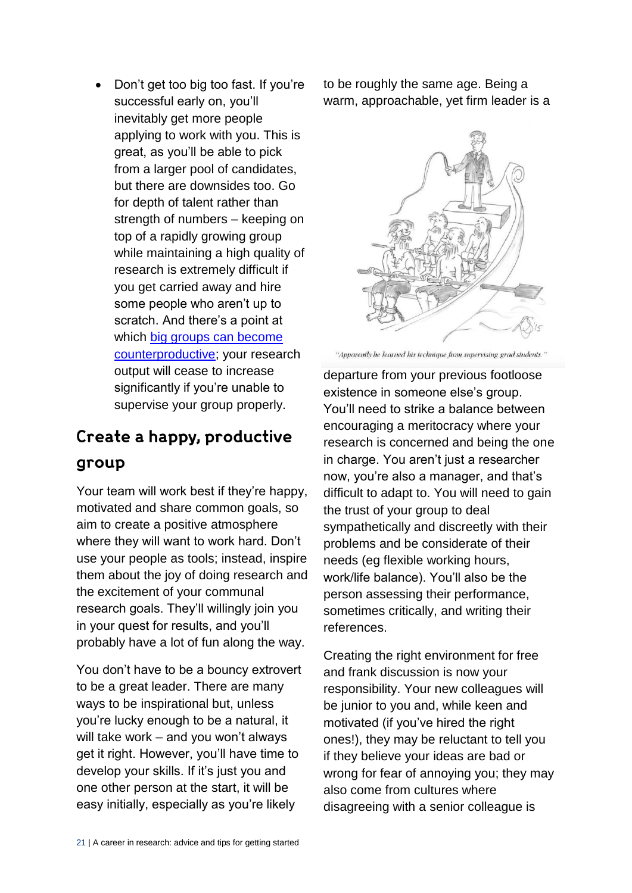- Don't get too big too fast. If you're successful early on, you'll inevitably get more people applying to work with you. This is great, as you'll be able to pick from a larger pool of candidates, but there are downsides too. Go for depth of talent rather than strength of numbers – keeping on top of a rapidly growing group while maintaining a high quality of research is extremely difficult if you get carried away and hire some people who aren't up to scratch. And there's a point at which big groups can become counterproductive; your research output will cease to increase significantly if you're unable to supervise your group properly.

## Create a happy, productive group

Your team will work best if they're happy, motivated and share common goals, so aim to create a positive atmosphere where they will want to work hard. Don't use your people as tools; instead, inspire them about the joy of doing research and the excitement of your communal research goals. They'll willingly join you in your quest for results, and you'll probably have a lot of fun along the way.

You don't have to be a bouncy extrovert to be a great leader. There are many ways to be inspirational but, unless you're lucky enough to be a natural, it will take work – and you won't always get it right. However, you'll have time to develop your skills. If it's just you and one other person at the start, it will be easy initially, especially as you're likely to be roughly the same age. Being a warm, approachable, yet firm leader is a departure from your previous footloose existence in someone else's group. You'll need to strike a balance between encouraging a meritocracy where your research is concerned and being the one in charge. You aren't just a researcher now, you're also a manager, and that's difficult to adapt to. You will need to gain the trust of your group to deal sympathetically and discreetly with their problems and be considerate of their needs (eg flexible working hours, work/life balance). You'll also be the person assessing their performance, sometimes critically, and writing their references.

"Apparently he learned his technique from supervising grad students."

Creating the right environment for free and frank discussion is now your responsibility. Your new colleagues will be junior to you and, while keen and motivated (if you've hired the right ones!), they may be reluctant to tell you if they believe your ideas are bad or wrong for fear of annoying you; they may also come from cultures where disagreeing with a senior colleague is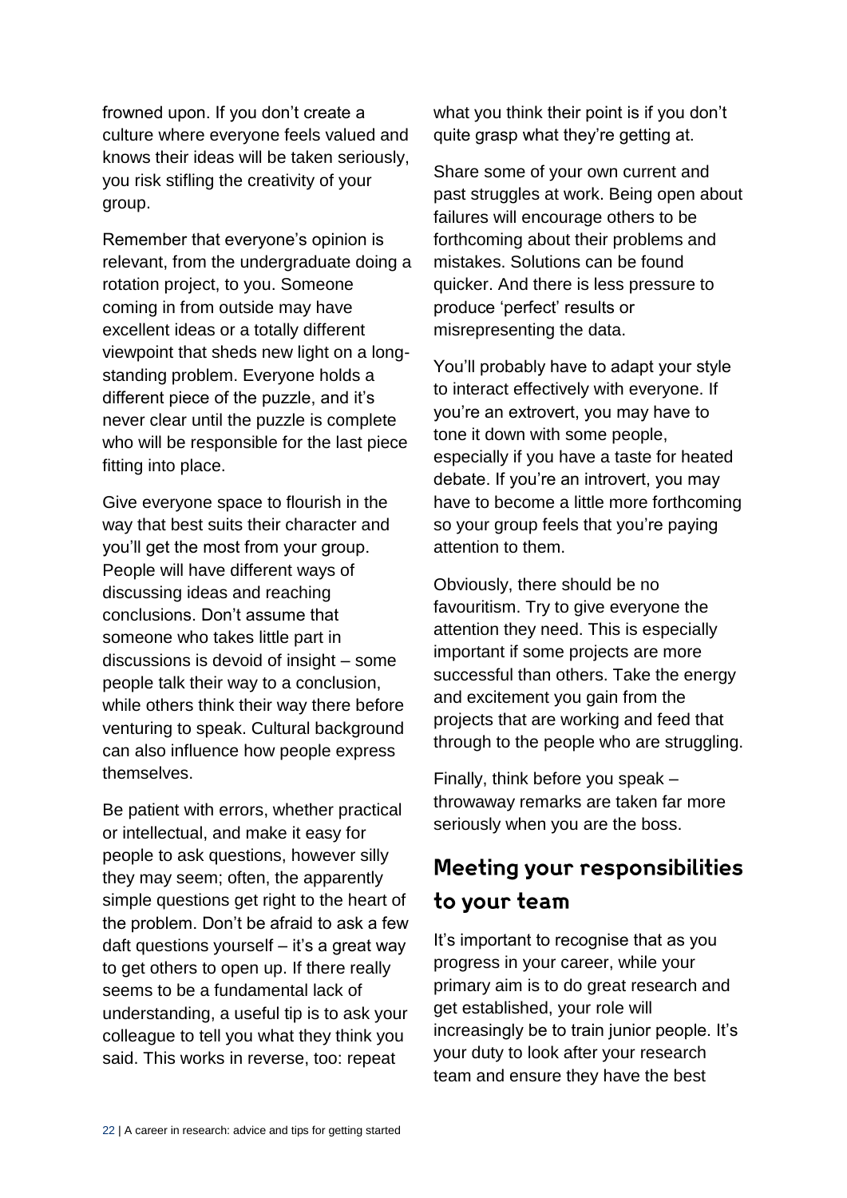frowned upon. If you don't create a culture where everyone feels valued and knows their ideas will be taken seriously, you risk stifling the creativity of your group.

Remember that everyone's opinion is relevant, from the undergraduate doing a rotation project, to you. Someone coming in from outside may have excellent ideas or a totally different viewpoint that sheds new light on a long-standing problem. Everyone holds a different piece of the puzzle, and it's never clear until the puzzle is complete who will be responsible for the last piece fitting into place.

Give everyone space to flourish in the way that best suits their character and you'll get the most from your group. People will have different ways of discussing ideas and reaching conclusions. Don't assume that someone who takes little part in discussions is devoid of insight – some people talk their way to a conclusion, while others think their way there before venturing to speak. Cultural background can also influence how people express themselves.

Be patient with errors, whether practical or intellectual, and make it easy for people to ask questions, however silly they may seem; often, the apparently simple questions get right to the heart of the problem. Don't be afraid to ask a few daft questions yourself – it's a great way to get others to open up. If there really seems to be a fundamental lack of understanding, a useful tip is to ask your colleague to tell you what they think you said. This works in reverse, too: repeat what you think their point is if you don't quite grasp what they're getting at.

Share some of your own current and past struggles at work. Being open about failures will encourage others to be forthcoming about their problems and mistakes. Solutions can be found quicker. And there is less pressure to produce 'perfect' results or misrepresenting the data.

You'll probably have to adapt your style to interact effectively with everyone. If you're an extrovert, you may have to tone it down with some people, especially if you have a taste for heated debate. If you're an introvert, you may have to become a little more forthcoming so your group feels that you're paying attention to them.

Obviously, there should be no favouritism. Try to give everyone the attention they need. This is especially important if some projects are more successful than others. Take the energy and excitement you gain from the projects that are working and feed that through to the people who are struggling.

Finally, think before you speak – throwaway remarks are taken far more seriously when you are the boss.

## Meeting your responsibilities to your team

It's important to recognise that as you progress in your career, while your primary aim is to do great research and get established, your role will increasingly be to train junior people. It's your duty to look after your research team and ensure they have the best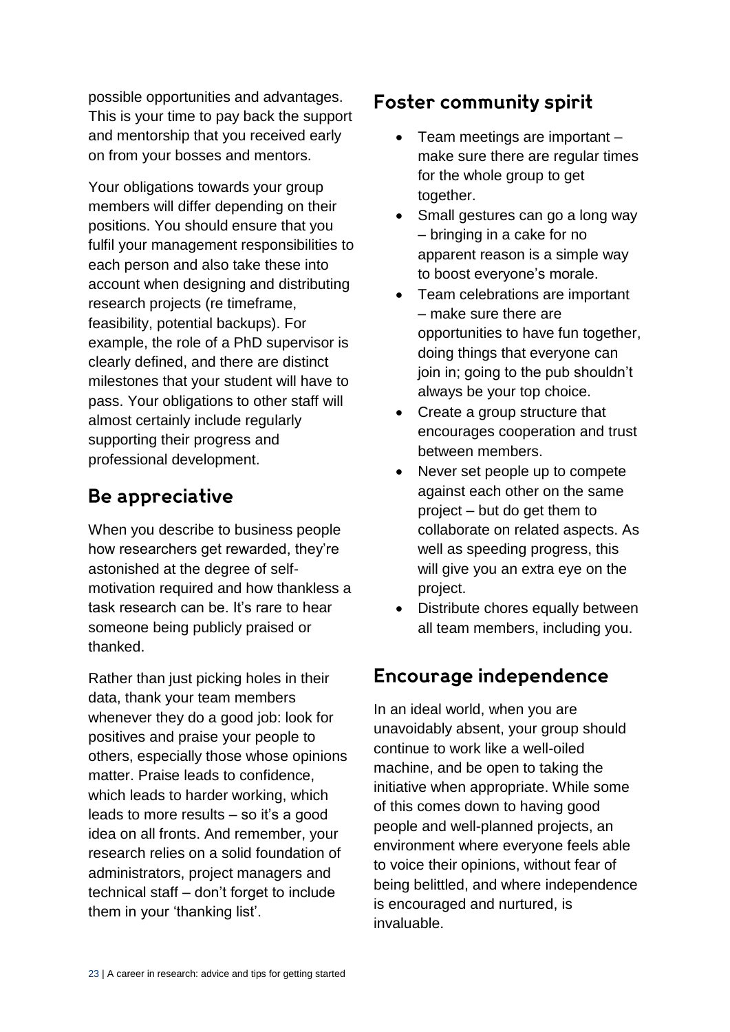possible opportunities and advantages. This is your time to pay back the support and mentorship that you received early on from your bosses and mentors.

Your obligations towards your group members will differ depending on their positions. You should ensure that you fulfil your management responsibilities to each person and also take these into account when designing and distributing research projects (re timeframe, feasibility, potential backups). For example, the role of a PhD supervisor is clearly defined, and there are distinct milestones that your student will have to pass. Your obligations to other staff will almost certainly include regularly supporting their progress and professional development.

## Be appreciative

When you describe to business people how researchers get rewarded, they're astonished at the degree of self-motivation required and how thankless a task research can be. It's rare to hear someone being publicly praised or thanked.

Rather than just picking holes in their data, thank your team members whenever they do a good job: look for positives and praise your people to others, especially those whose opinions matter. Praise leads to confidence, which leads to harder working, which leads to more results – so it's a good idea on all fronts. And remember, your research relies on a solid foundation of administrators, project managers and technical staff – don't forget to include them in your 'thanking list'.

## Foster community spirit

- Team meetings are important – make sure there are regular times for the whole group to get together.
- Small gestures can go a long way – bringing in a cake for no apparent reason is a simple way to boost everyone's morale.
- Team celebrations are important – make sure there are opportunities to have fun together, doing things that everyone can join in; going to the pub shouldn't always be your top choice.
- Create a group structure that encourages cooperation and trust between members.
- Never set people up to compete against each other on the same project – but do get them to collaborate on related aspects. As well as speeding progress, this will give you an extra eye on the project.
- Distribute chores equally between all team members, including you.

## Encourage independence

In an ideal world, when you are unavoidably absent, your group should continue to work like a well-oiled machine, and be open to taking the initiative when appropriate. While some of this comes down to having good people and well-planned projects, an environment where everyone feels able to voice their opinions, without fear of being belittled, and where independence is encouraged and nurtured, is invaluable.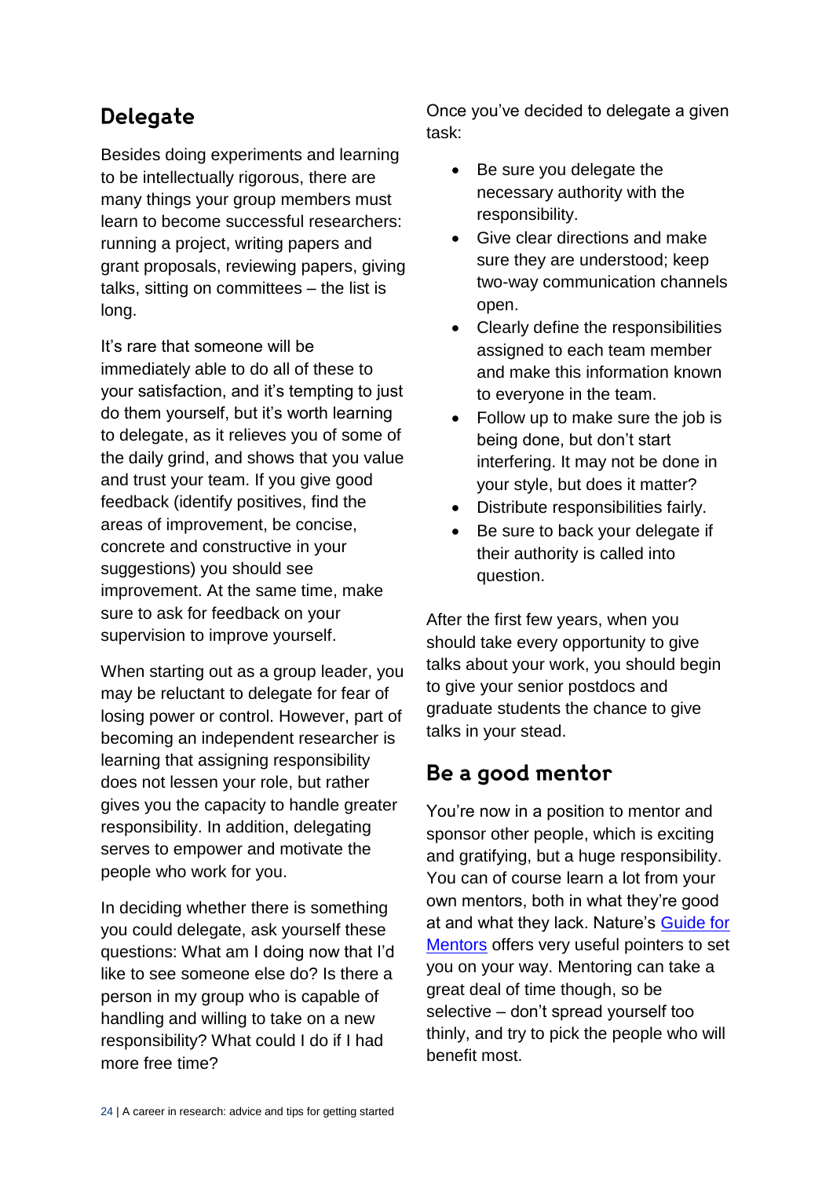## Delegate

Besides doing experiments and learning to be intellectually rigorous, there are many things your group members must learn to become successful researchers: running a project, writing papers and grant proposals, reviewing papers, giving talks, sitting on committees – the list is long.

It's rare that someone will be immediately able to do all of these to your satisfaction, and it's tempting to just do them yourself, but it's worth learning to delegate, as it relieves you of some of the daily grind, and shows that you value and trust your team. If you give good feedback (identify positives, find the areas of improvement, be concise, concrete and constructive in your suggestions) you should see improvement. At the same time, make sure to ask for feedback on your supervision to improve yourself.

When starting out as a group leader, you may be reluctant to delegate for fear of losing power or control. However, part of becoming an independent researcher is learning that assigning responsibility does not lessen your role, but rather gives you the capacity to handle greater responsibility. In addition, delegating serves to empower and motivate the people who work for you.

In deciding whether there is something you could delegate, ask yourself these questions: What am I doing now that I'd like to see someone else do? Is there a person in my group who is capable of handling and willing to take on a new responsibility? What could I do if I had more free time?

Once you've decided to delegate a given task:

- Be sure you delegate the necessary authority with the responsibility.
- Give clear directions and make sure they are understood; keep two-way communication channels open.
- Clearly define the responsibilities assigned to each team member and make this information known to everyone in the team.
- Follow up to make sure the job is being done, but don't start interfering. It may not be done in your style, but does it matter?
- Distribute responsibilities fairly.
- Be sure to back your delegate if their authority is called into question.

After the first few years, when you should take every opportunity to give talks about your work, you should begin to give your senior postdocs and graduate students the chance to give talks in your stead.

## Be a good mentor

You're now in a position to mentor and sponsor other people, which is exciting and gratifying, but a huge responsibility. You can of course learn a lot from your own mentors, both in what they're good at and what they lack. Nature's Guide for Mentors offers very useful pointers to set you on your way. Mentoring can take a great deal of time though, so be selective – don't spread yourself too thinly, and try to pick the people who will benefit most.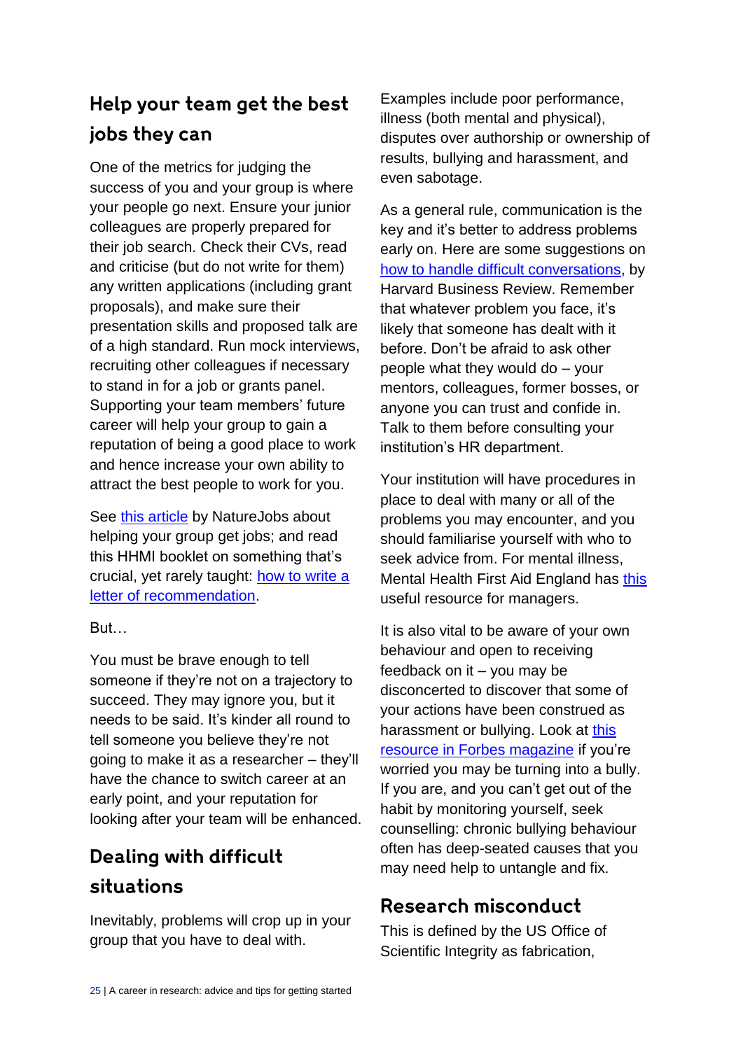## Help your team get the best jobs they can

One of the metrics for judging the success of you and your group is where your people go next. Ensure your junior colleagues are properly prepared for their job search. Check their CVs, read and criticise (but do not write for them) any written applications (including grant proposals), and make sure their presentation skills and proposed talk are of a high standard. Run mock interviews, recruiting other colleagues if necessary to stand in for a job or grants panel. Supporting your team members' future career will help your group to gain a reputation of being a good place to work and hence increase your own ability to attract the best people to work for you.

See this article by NatureJobs about helping your group get jobs; and read this HHMI booklet on something that's crucial, yet rarely taught: how to write a letter of recommendation.

But…

You must be brave enough to tell someone if they're not on a trajectory to succeed. They may ignore you, but it needs to be said. It's kinder all round to tell someone you believe they're not going to make it as a researcher – they'll have the chance to switch career at an early point, and your reputation for looking after your team will be enhanced.

## Dealing with difficult situations

Inevitably, problems will crop up in your group that you have to deal with. Examples include poor performance, illness (both mental and physical), disputes over authorship or ownership of results, bullying and harassment, and even sabotage.

As a general rule, communication is the key and it's better to address problems early on. Here are some suggestions on how to handle difficult conversations, by Harvard Business Review. Remember that whatever problem you face, it's likely that someone has dealt with it before. Don't be afraid to ask other people what they would do – your mentors, colleagues, former bosses, or anyone you can trust and confide in. Talk to them before consulting your institution's HR department.

Your institution will have procedures in place to deal with many or all of the problems you may encounter, and you should familiarise yourself with who to seek advice from. For mental illness, Mental Health First Aid England has this useful resource for managers.

It is also vital to be aware of your own behaviour and open to receiving feedback on it – you may be disconcerted to discover that some of your actions have been construed as harassment or bullying. Look at this resource in Forbes magazine if you're worried you may be turning into a bully. If you are, and you can't get out of the habit by monitoring yourself, seek counselling: chronic bullying behaviour often has deep-seated causes that you may need help to untangle and fix.

## Research misconduct

This is defined by the US Office of Scientific Integrity as fabrication,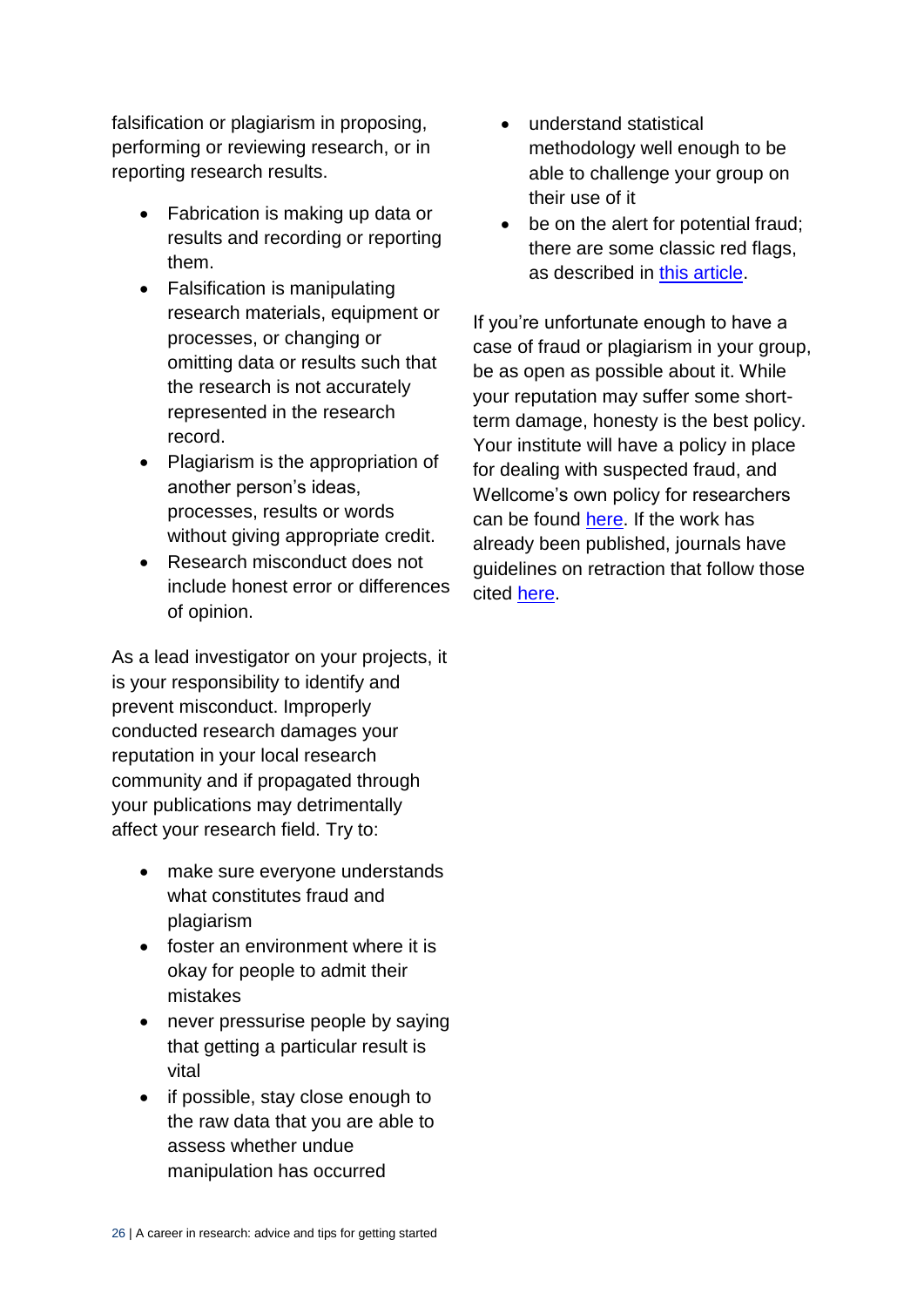falsification or plagiarism in proposing, performing or reviewing research, or in reporting research results.

- Fabrication is making up data or results and recording or reporting them.
- Falsification is manipulating research materials, equipment or processes, or changing or omitting data or results such that the research is not accurately represented in the research record.
- Plagiarism is the appropriation of another person's ideas, processes, results or words without giving appropriate credit.
- Research misconduct does not include honest error or differences of opinion.

As a lead investigator on your projects, it is your responsibility to identify and prevent misconduct. Improperly conducted research damages your reputation in your local research community and if propagated through your publications may detrimentally affect your research field. Try to:

- make sure everyone understands what constitutes fraud and plagiarism
- foster an environment where it is okay for people to admit their mistakes
- never pressurise people by saying that getting a particular result is vital
- if possible, stay close enough to the raw data that you are able to assess whether undue manipulation has occurred
- understand statistical methodology well enough to be able to challenge your group on their use of it
- be on the alert for potential fraud; there are some classic red flags, as described in this article.

If you're unfortunate enough to have a case of fraud or plagiarism in your group, be as open as possible about it. While your reputation may suffer some short-term damage, honesty is the best policy. Your institute will have a policy in place for dealing with suspected fraud, and Wellcome's own policy for researchers can be found here. If the work has already been published, journals have guidelines on retraction that follow those cited here.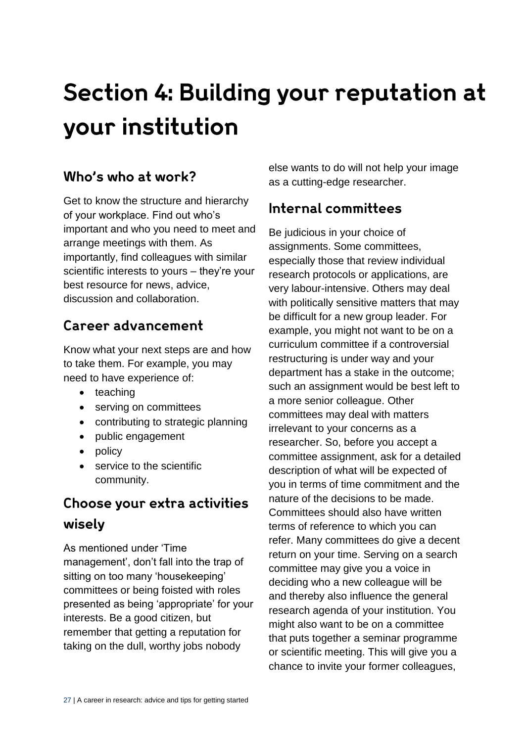# Section 4: Building your reputation at your institution

## Who's who at work?

Get to know the structure and hierarchy of your workplace. Find out who's important and who you need to meet and arrange meetings with them. As importantly, find colleagues with similar scientific interests to yours – they're your best resource for news, advice, discussion and collaboration.

## Career advancement

Know what your next steps are and how to take them. For example, you may need to have experience of:

- teaching
- serving on committees
- contributing to strategic planning
- public engagement
- policy
- service to the scientific community.

## Choose your extra activities wisely

As mentioned under 'Time management', don't fall into the trap of sitting on too many 'housekeeping' committees or being foisted with roles presented as being 'appropriate' for your interests. Be a good citizen, but remember that getting a reputation for taking on the dull, worthy jobs nobody else wants to do will not help your image as a cutting-edge researcher.

## Internal committees

Be judicious in your choice of assignments. Some committees, especially those that review individual research protocols or applications, are very labour-intensive. Others may deal with politically sensitive matters that may be difficult for a new group leader. For example, you might not want to be on a curriculum committee if a controversial restructuring is under way and your department has a stake in the outcome; such an assignment would be best left to a more senior colleague. Other committees may deal with matters irrelevant to your concerns as a researcher. So, before you accept a committee assignment, ask for a detailed description of what will be expected of you in terms of time commitment and the nature of the decisions to be made. Committees should also have written terms of reference to which you can refer. Many committees do give a decent return on your time. Serving on a search committee may give you a voice in deciding who a new colleague will be and thereby also influence the general research agenda of your institution. You might also want to be on a committee that puts together a seminar programme or scientific meeting. This will give you a chance to invite your former colleagues,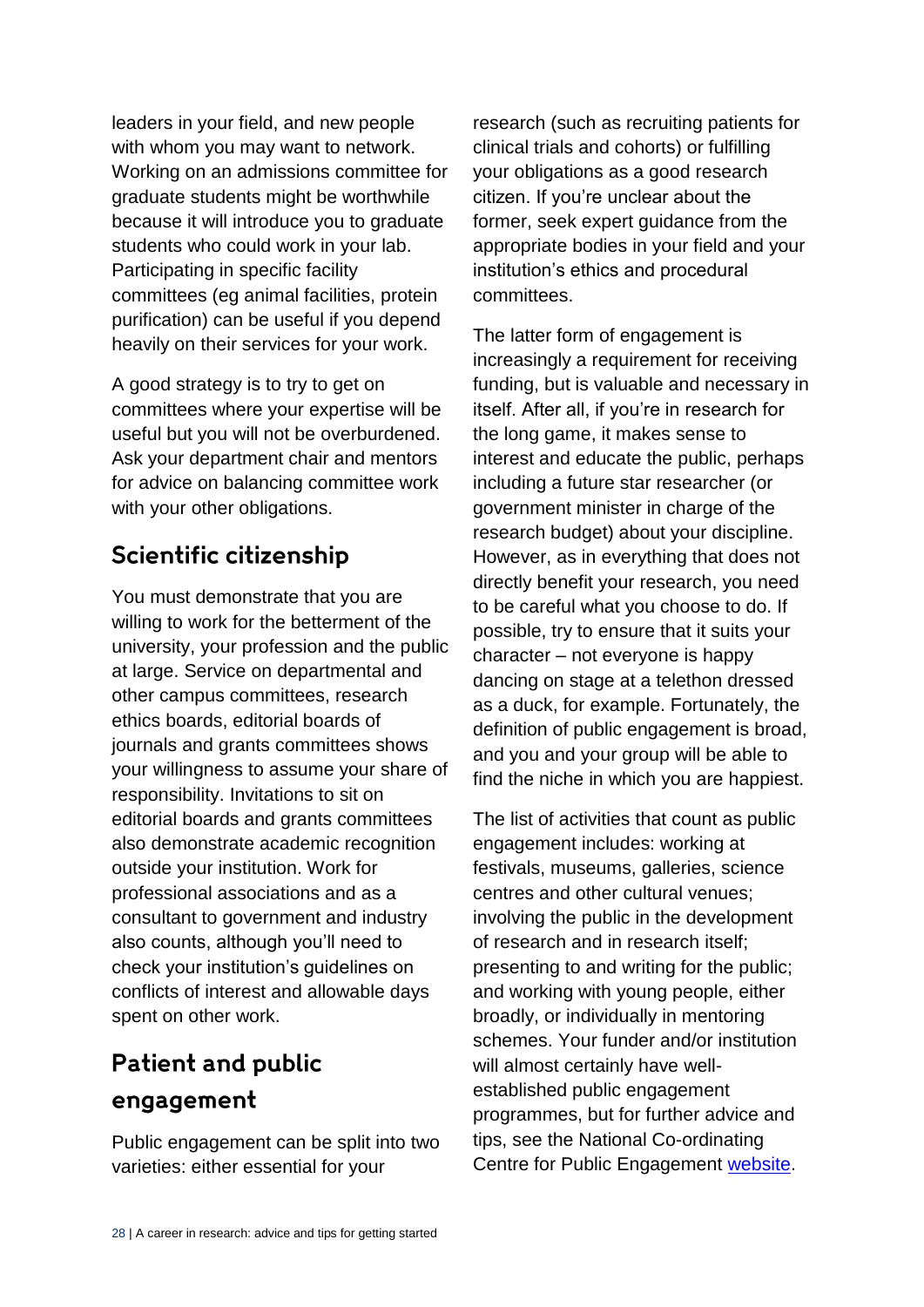leaders in your field, and new people with whom you may want to network. Working on an admissions committee for graduate students might be worthwhile because it will introduce you to graduate students who could work in your lab. Participating in specific facility committees (eg animal facilities, protein purification) can be useful if you depend heavily on their services for your work.

A good strategy is to try to get on committees where your expertise will be useful but you will not be overburdened. Ask your department chair and mentors for advice on balancing committee work with your other obligations.

## Scientific citizenship

You must demonstrate that you are willing to work for the betterment of the university, your profession and the public at large. Service on departmental and other campus committees, research ethics boards, editorial boards of journals and grants committees shows your willingness to assume your share of responsibility. Invitations to sit on editorial boards and grants committees also demonstrate academic recognition outside your institution. Work for professional associations and as a consultant to government and industry also counts, although you'll need to check your institution's guidelines on conflicts of interest and allowable days spent on other work.

## Patient and public engagement

Public engagement can be split into two varieties: either essential for your research (such as recruiting patients for clinical trials and cohorts) or fulfilling your obligations as a good research citizen. If you're unclear about the former, seek expert guidance from the appropriate bodies in your field and your institution's ethics and procedural committees.

The latter form of engagement is increasingly a requirement for receiving funding, but is valuable and necessary in itself. After all, if you're in research for the long game, it makes sense to interest and educate the public, perhaps including a future star researcher (or government minister in charge of the research budget) about your discipline. However, as in everything that does not directly benefit your research, you need to be careful what you choose to do. If possible, try to ensure that it suits your character – not everyone is happy dancing on stage at a telethon dressed as a duck, for example. Fortunately, the definition of public engagement is broad, and you and your group will be able to find the niche in which you are happiest.

The list of activities that count as public engagement includes: working at festivals, museums, galleries, science centres and other cultural venues; involving the public in the development of research and in research itself; presenting to and writing for the public; and working with young people, either broadly, or individually in mentoring schemes. Your funder and/or institution will almost certainly have well-established public engagement programmes, but for further advice and tips, see the National Co-ordinating Centre for Public Engagement website.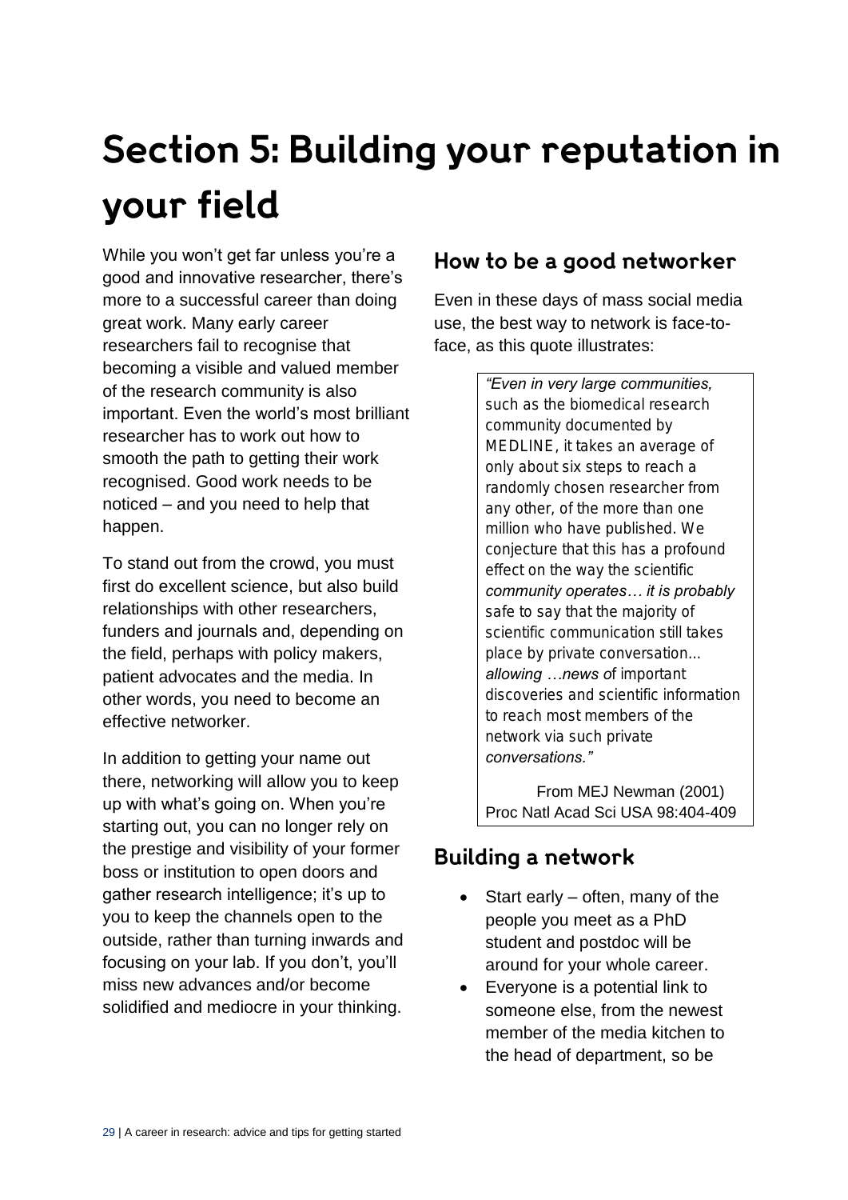# Section 5: Building your reputation in your field

While you won't get far unless you're a good and innovative researcher, there's more to a successful career than doing great work. Many early career researchers fail to recognise that becoming a visible and valued member of the research community is also important. Even the world's most brilliant researcher has to work out how to smooth the path to getting their work recognised. Good work needs to be noticed – and you need to help that happen.

To stand out from the crowd, you must first do excellent science, but also build relationships with other researchers, funders and journals and, depending on the field, perhaps with policy makers, patient advocates and the media. In other words, you need to become an effective networker.

In addition to getting your name out there, networking will allow you to keep up with what's going on. When you're starting out, you can no longer rely on the prestige and visibility of your former boss or institution to open doors and gather research intelligence; it's up to you to keep the channels open to the outside, rather than turning inwards and focusing on your lab. If you don't, you'll miss new advances and/or become solidified and mediocre in your thinking.

## How to be a good networker

Even in these days of mass social media use, the best way to network is face-to-face, as this quote illustrates:

> *"Even in very large communities, such as the biomedical research community documented by MEDLINE, it takes an average of only about six steps to reach a randomly chosen researcher from any other, of the more than one million who have published. We conjecture that this has a profound effect on the way the scientific community operates… it is probably safe to say that the majority of scientific communication still takes place by private conversation... allowing …news of important discoveries and scientific information to reach most members of the network via such private conversations."*
>
> From MEJ Newman (2001) Proc Natl Acad Sci USA 98:404-409

## Building a network

- Start early – often, many of the people you meet as a PhD student and postdoc will be around for your whole career.
- Everyone is a potential link to someone else, from the newest member of the media kitchen to the head of department, so be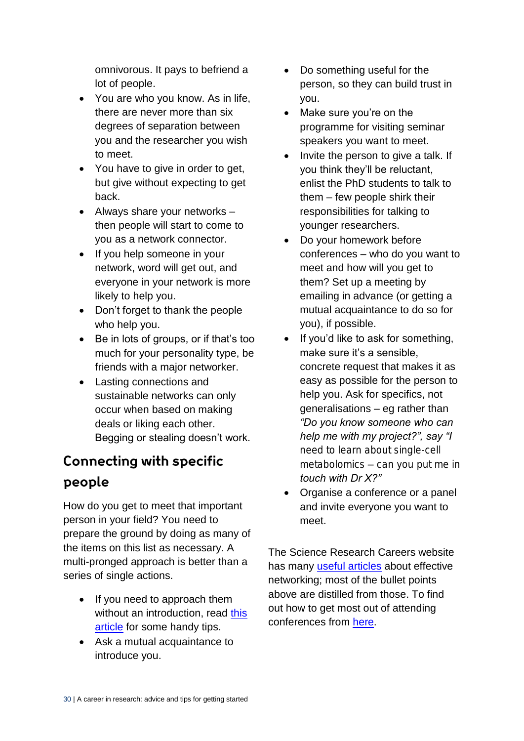omnivorous. It pays to befriend a lot of people.

- You are who you know. As in life, there are never more than six degrees of separation between you and the researcher you wish to meet.
- You have to give in order to get, but give without expecting to get back.
- Always share your networks – then people will start to come to you as a network connector.
- If you help someone in your network, word will get out, and everyone in your network is more likely to help you.
- Don't forget to thank the people who help you.
- Be in lots of groups, or if that's too much for your personality type, be friends with a major networker.
- Lasting connections and sustainable networks can only occur when based on making deals or liking each other. Begging or stealing doesn't work.

## Connecting with specific people

How do you get to meet that important person in your field? You need to prepare the ground by doing as many of the items on this list as necessary. A multi-pronged approach is better than a series of single actions.

- If you need to approach them without an introduction, read this article for some handy tips.
- Ask a mutual acquaintance to introduce you.
- Do something useful for the person, so they can build trust in you.
- Make sure you're on the programme for visiting seminar speakers you want to meet.
- Invite the person to give a talk. If you think they'll be reluctant, enlist the PhD students to talk to them – few people shirk their responsibilities for talking to younger researchers.
- Do your homework before conferences – who do you want to meet and how will you get to them? Set up a meeting by emailing in advance (or getting a mutual acquaintance to do so for you), if possible.
- If you'd like to ask for something, make sure it's a sensible, concrete request that makes it as easy as possible for the person to help you. Ask for specifics, not generalisations – eg rather than *"Do you know someone who can help me with my project?", say "I need to learn about single-cell metabolomics – can you put me in touch with Dr X?"*
- Organise a conference or a panel and invite everyone you want to meet.

The Science Research Careers website has many useful articles about effective networking; most of the bullet points above are distilled from those. To find out how to get most out of attending conferences from here.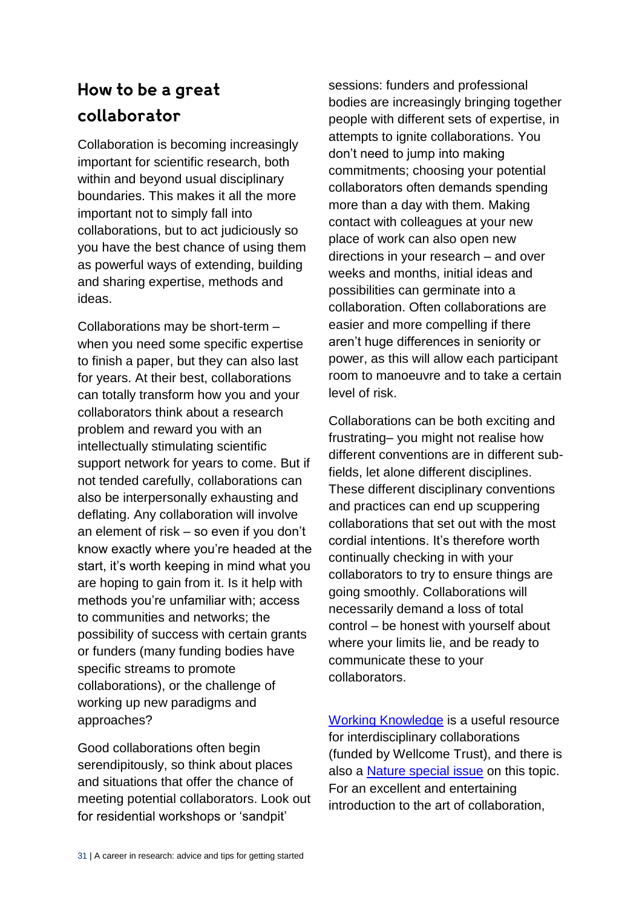## How to be a great collaborator

Collaboration is becoming increasingly important for scientific research, both within and beyond usual disciplinary boundaries. This makes it all the more important not to simply fall into collaborations, but to act judiciously so you have the best chance of using them as powerful ways of extending, building and sharing expertise, methods and ideas.

Collaborations may be short-term – when you need some specific expertise to finish a paper, but they can also last for years. At their best, collaborations can totally transform how you and your collaborators think about a research problem and reward you with an intellectually stimulating scientific support network for years to come. But if not tended carefully, collaborations can also be interpersonally exhausting and deflating. Any collaboration will involve an element of risk – so even if you don't know exactly where you're headed at the start, it's worth keeping in mind what you are hoping to gain from it. Is it help with methods you're unfamiliar with; access to communities and networks; the possibility of success with certain grants or funders (many funding bodies have specific streams to promote collaborations), or the challenge of working up new paradigms and approaches?

Good collaborations often begin serendipitously, so think about places and situations that offer the chance of meeting potential collaborators. Look out for residential workshops or 'sandpit' sessions: funders and professional bodies are increasingly bringing together people with different sets of expertise, in attempts to ignite collaborations. You don't need to jump into making commitments; choosing your potential collaborators often demands spending more than a day with them. Making contact with colleagues at your new place of work can also open new directions in your research – and over weeks and months, initial ideas and possibilities can germinate into a collaboration. Often collaborations are easier and more compelling if there aren't huge differences in seniority or power, as this will allow each participant room to manoeuvre and to take a certain level of risk.

Collaborations can be both exciting and frustrating– you might not realise how different conventions are in different sub-fields, let alone different disciplines. These different disciplinary conventions and practices can end up scuppering collaborations that set out with the most cordial intentions. It's therefore worth continually checking in with your collaborators to try to ensure things are going smoothly. Collaborations will necessarily demand a loss of total control – be honest with yourself about where your limits lie, and be ready to communicate these to your collaborators.

Working Knowledge is a useful resource for interdisciplinary collaborations (funded by Wellcome Trust), and there is also a Nature special issue on this topic. For an excellent and entertaining introduction to the art of collaboration,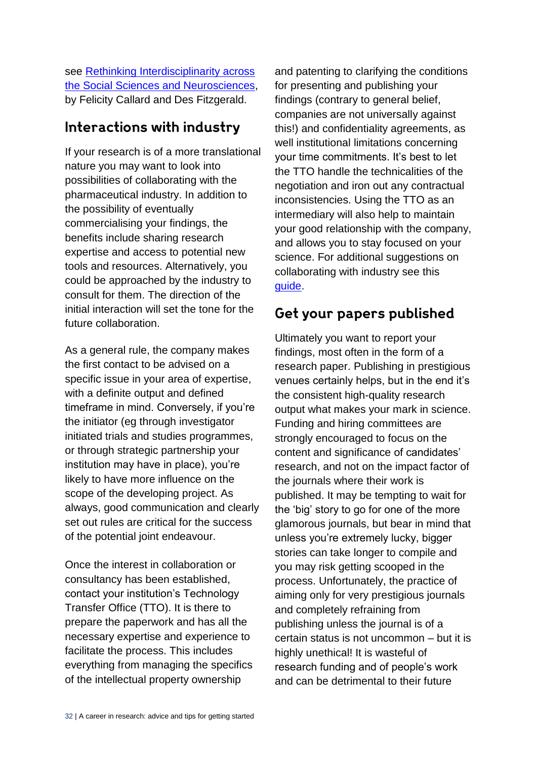see [Rethinking Interdisciplinarity across the Social Sciences and Neurosciences](), by Felicity Callard and Des Fitzgerald.

## Interactions with industry

If your research is of a more translational nature you may want to look into possibilities of collaborating with the pharmaceutical industry. In addition to the possibility of eventually commercialising your findings, the benefits include sharing research expertise and access to potential new tools and resources. Alternatively, you could be approached by the industry to consult for them. The direction of the initial interaction will set the tone for the future collaboration.

As a general rule, the company makes the first contact to be advised on a specific issue in your area of expertise, with a definite output and defined timeframe in mind. Conversely, if you're the initiator (eg through investigator initiated trials and studies programmes, or through strategic partnership your institution may have in place), you're likely to have more influence on the scope of the developing project. As always, good communication and clearly set out rules are critical for the success of the potential joint endeavour.

Once the interest in collaboration or consultancy has been established, contact your institution's Technology Transfer Office (TTO). It is there to prepare the paperwork and has all the necessary expertise and experience to facilitate the process. This includes everything from managing the specifics of the intellectual property ownership and patenting to clarifying the conditions for presenting and publishing your findings (contrary to general belief, companies are not universally against this!) and confidentiality agreements, as well institutional limitations concerning your time commitments. It's best to let the TTO handle the technicalities of the negotiation and iron out any contractual inconsistencies. Using the TTO as an intermediary will also help to maintain your good relationship with the company, and allows you to stay focused on your science. For additional suggestions on collaborating with industry see this [guide]().

## Get your papers published

Ultimately you want to report your findings, most often in the form of a research paper. Publishing in prestigious venues certainly helps, but in the end it's the consistent high-quality research output what makes your mark in science. Funding and hiring committees are strongly encouraged to focus on the content and significance of candidates' research, and not on the impact factor of the journals where their work is published. It may be tempting to wait for the 'big' story to go for one of the more glamorous journals, but bear in mind that unless you're extremely lucky, bigger stories can take longer to compile and you may risk getting scooped in the process. Unfortunately, the practice of aiming only for very prestigious journals and completely refraining from publishing unless the journal is of a certain status is not uncommon – but it is highly unethical! It is wasteful of research funding and of people's work and can be detrimental to their future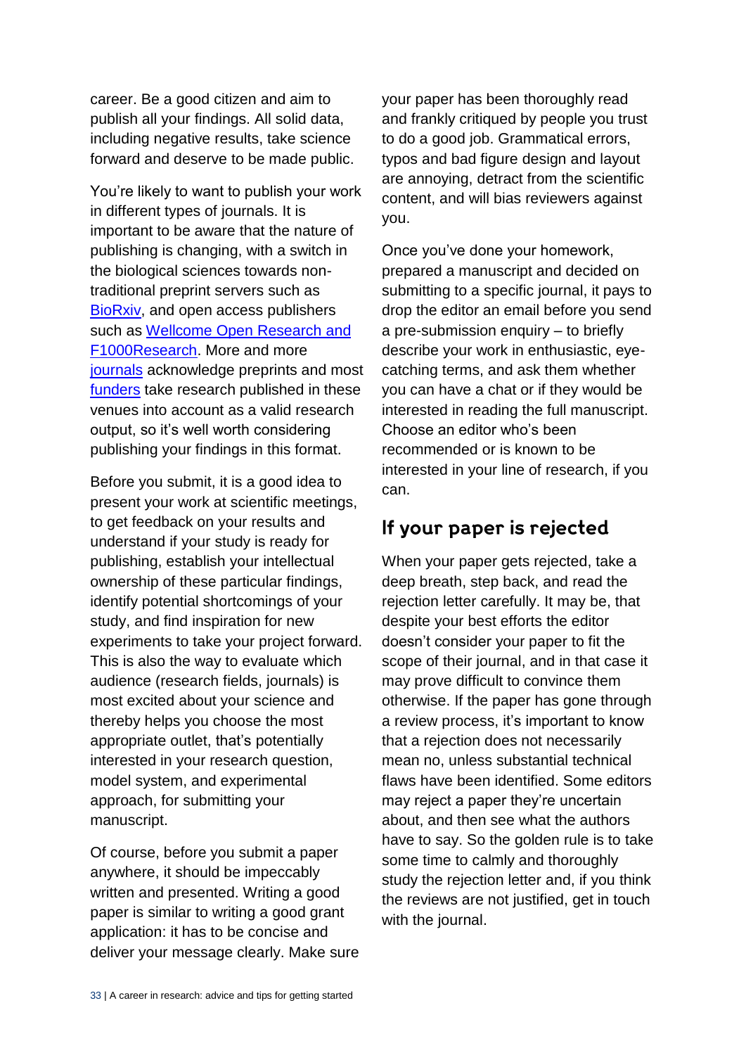career. Be a good citizen and aim to publish all your findings. All solid data, including negative results, take science forward and deserve to be made public.

You're likely to want to publish your work in different types of journals. It is important to be aware that the nature of publishing is changing, with a switch in the biological sciences towards non-traditional preprint servers such as BioRxiv, and open access publishers such as Wellcome Open Research and F1000Research. More and more journals acknowledge preprints and most funders take research published in these venues into account as a valid research output, so it's well worth considering publishing your findings in this format.

Before you submit, it is a good idea to present your work at scientific meetings, to get feedback on your results and understand if your study is ready for publishing, establish your intellectual ownership of these particular findings, identify potential shortcomings of your study, and find inspiration for new experiments to take your project forward. This is also the way to evaluate which audience (research fields, journals) is most excited about your science and thereby helps you choose the most appropriate outlet, that's potentially interested in your research question, model system, and experimental approach, for submitting your manuscript.

Of course, before you submit a paper anywhere, it should be impeccably written and presented. Writing a good paper is similar to writing a good grant application: it has to be concise and deliver your message clearly. Make sure your paper has been thoroughly read and frankly critiqued by people you trust to do a good job. Grammatical errors, typos and bad figure design and layout are annoying, detract from the scientific content, and will bias reviewers against you.

Once you've done your homework, prepared a manuscript and decided on submitting to a specific journal, it pays to drop the editor an email before you send a pre-submission enquiry – to briefly describe your work in enthusiastic, eye-catching terms, and ask them whether you can have a chat or if they would be interested in reading the full manuscript. Choose an editor who's been recommended or is known to be interested in your line of research, if you can.

## If your paper is rejected

When your paper gets rejected, take a deep breath, step back, and read the rejection letter carefully. It may be, that despite your best efforts the editor doesn't consider your paper to fit the scope of their journal, and in that case it may prove difficult to convince them otherwise. If the paper has gone through a review process, it's important to know that a rejection does not necessarily mean no, unless substantial technical flaws have been identified. Some editors may reject a paper they're uncertain about, and then see what the authors have to say. So the golden rule is to take some time to calmly and thoroughly study the rejection letter and, if you think the reviews are not justified, get in touch with the journal.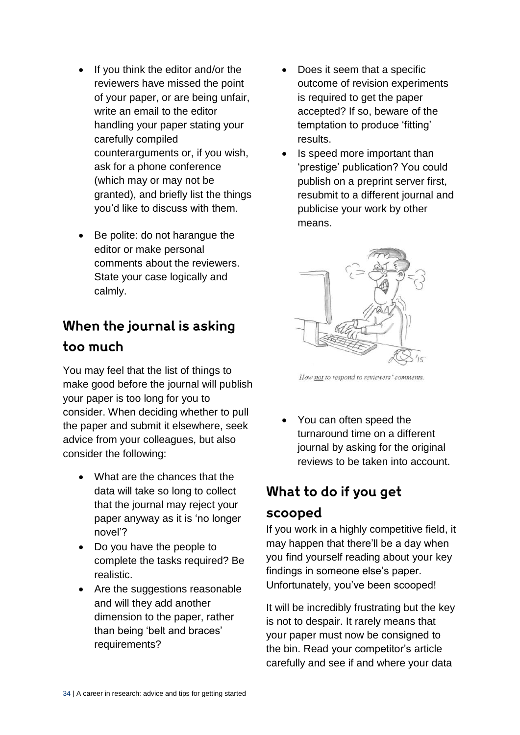- If you think the editor and/or the reviewers have missed the point of your paper, or are being unfair, write an email to the editor handling your paper stating your carefully compiled counterarguments or, if you wish, ask for a phone conference (which may or may not be granted), and briefly list the things you'd like to discuss with them.
- Be polite: do not harangue the editor or make personal comments about the reviewers. State your case logically and calmly.

## When the journal is asking too much

You may feel that the list of things to make good before the journal will publish your paper is too long for you to consider. When deciding whether to pull the paper and submit it elsewhere, seek advice from your colleagues, but also consider the following:

- What are the chances that the data will take so long to collect that the journal may reject your paper anyway as it is 'no longer novel'?
- Do you have the people to complete the tasks required? Be realistic.
- Are the suggestions reasonable and will they add another dimension to the paper, rather than being 'belt and braces' requirements?
- Does it seem that a specific outcome of revision experiments is required to get the paper accepted? If so, beware of the temptation to produce 'fitting' results.
- Is speed more important than 'prestige' publication? You could publish on a preprint server first, resubmit to a different journal and publicise your work by other means.

*How not to respond to reviewers' comments.*

- You can often speed the turnaround time on a different journal by asking for the original reviews to be taken into account.

## What to do if you get scooped

If you work in a highly competitive field, it may happen that there'll be a day when you find yourself reading about your key findings in someone else's paper. Unfortunately, you've been scooped!

It will be incredibly frustrating but the key is not to despair. It rarely means that your paper must now be consigned to the bin. Read your competitor's article carefully and see if and where your data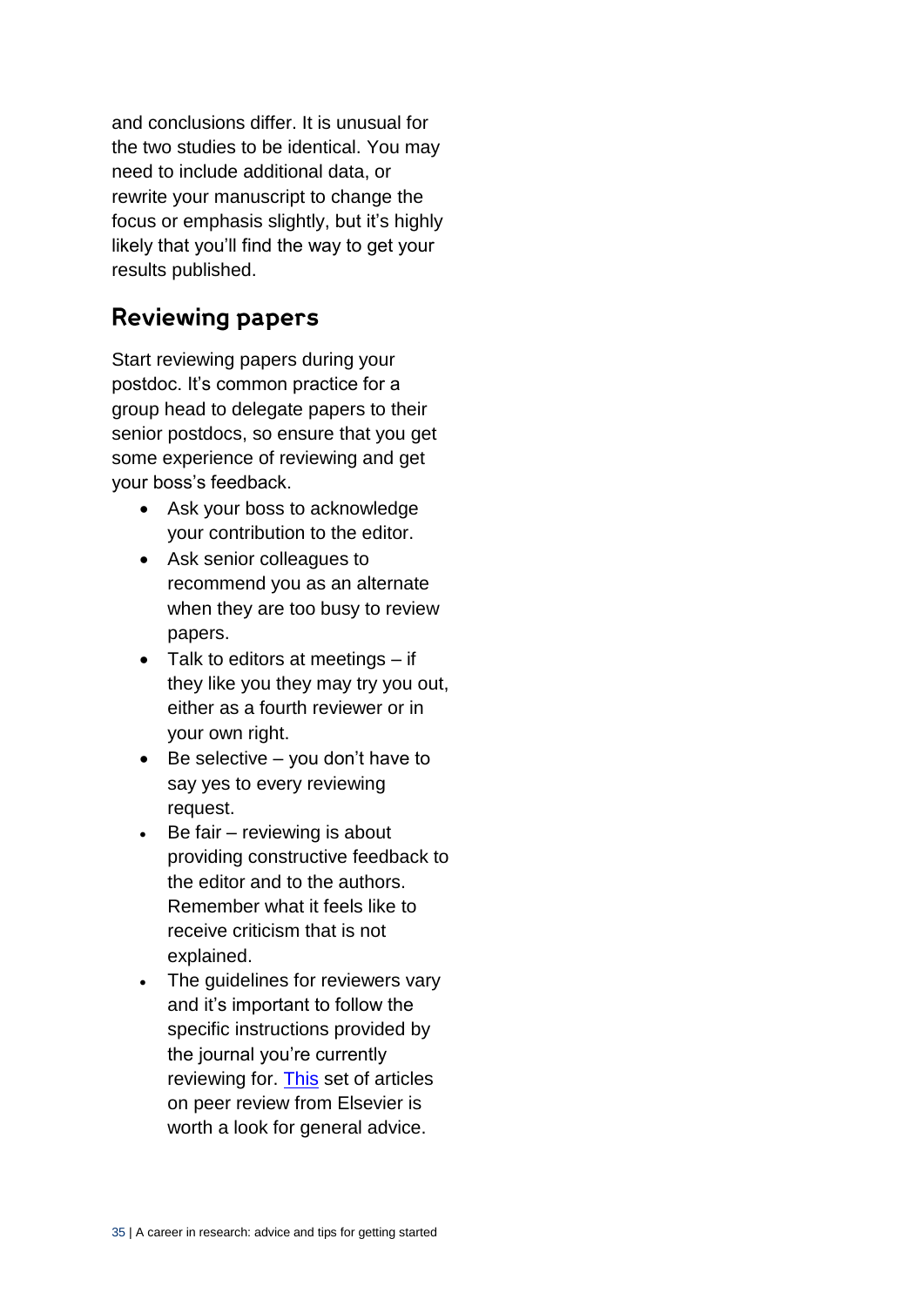and conclusions differ. It is unusual for the two studies to be identical. You may need to include additional data, or rewrite your manuscript to change the focus or emphasis slightly, but it's highly likely that you'll find the way to get your results published.

## Reviewing papers

Start reviewing papers during your postdoc. It's common practice for a group head to delegate papers to their senior postdocs, so ensure that you get some experience of reviewing and get your boss's feedback.

- Ask your boss to acknowledge your contribution to the editor.
- Ask senior colleagues to recommend you as an alternate when they are too busy to review papers.
- Talk to editors at meetings – if they like you they may try you out, either as a fourth reviewer or in your own right.
- Be selective – you don't have to say yes to every reviewing request.
- Be fair – reviewing is about providing constructive feedback to the editor and to the authors. Remember what it feels like to receive criticism that is not explained.
- The guidelines for reviewers vary and it's important to follow the specific instructions provided by the journal you're currently reviewing for. This set of articles on peer review from Elsevier is worth a look for general advice.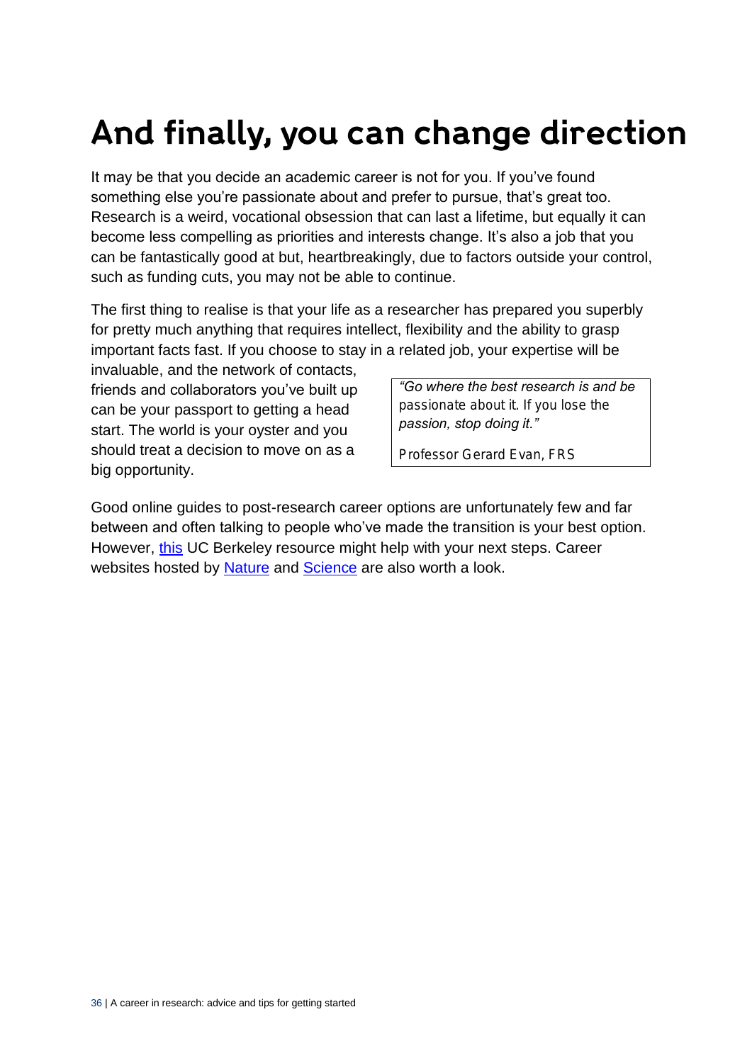# And finally, you can change direction

It may be that you decide an academic career is not for you. If you've found something else you're passionate about and prefer to pursue, that's great too. Research is a weird, vocational obsession that can last a lifetime, but equally it can become less compelling as priorities and interests change. It's also a job that you can be fantastically good at but, heartbreakingly, due to factors outside your control, such as funding cuts, you may not be able to continue.

The first thing to realise is that your life as a researcher has prepared you superbly for pretty much anything that requires intellect, flexibility and the ability to grasp important facts fast. If you choose to stay in a related job, your expertise will be invaluable, and the network of contacts, friends and collaborators you've built up can be your passport to getting a head start. The world is your oyster and you should treat a decision to move on as a big opportunity.

> *"Go where the best research is and be passionate about it. If you lose the passion, stop doing it."*
>
> Professor Gerard Evan, FRS

Good online guides to post-research career options are unfortunately few and far between and often talking to people who've made the transition is your best option. However, this UC Berkeley resource might help with your next steps. Career websites hosted by Nature and Science are also worth a look.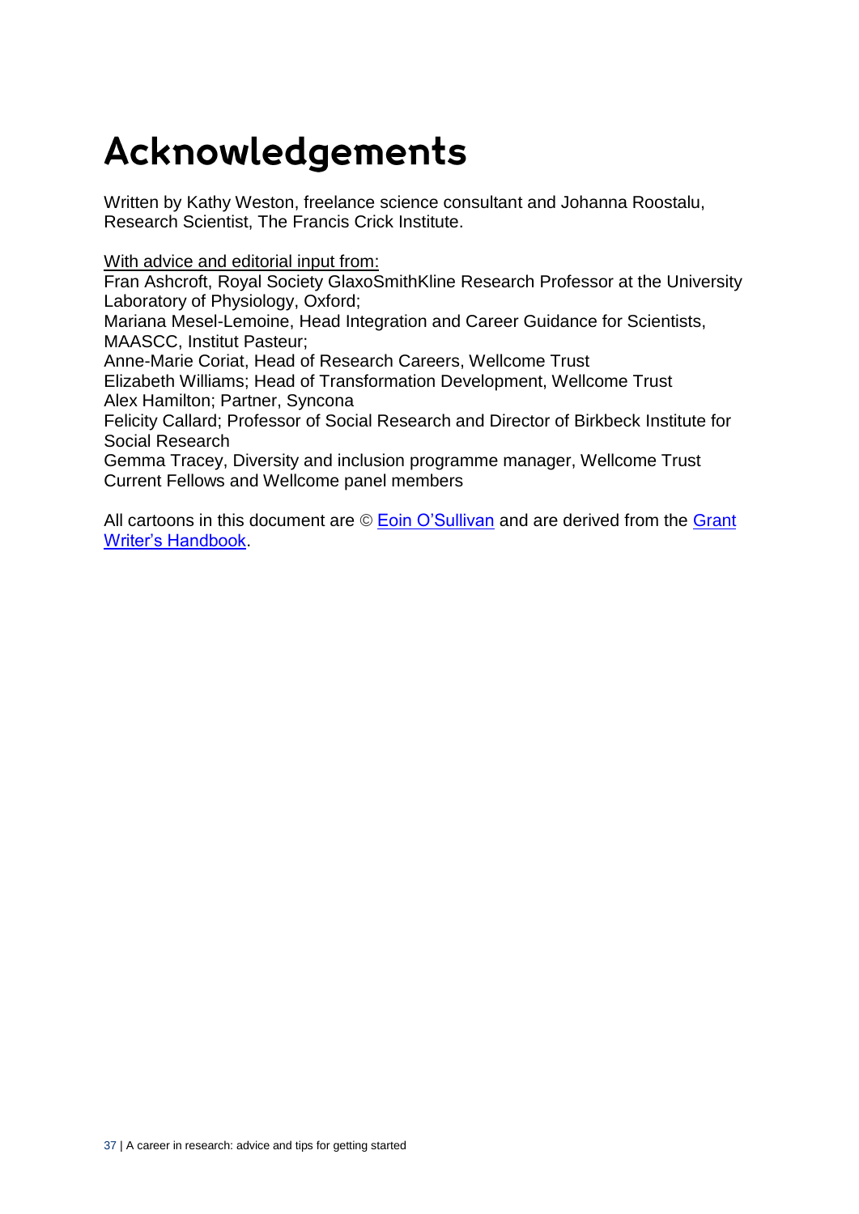# Acknowledgements

Written by Kathy Weston, freelance science consultant and Johanna Roostalu, Research Scientist, The Francis Crick Institute.

With advice and editorial input from:
Fran Ashcroft, Royal Society GlaxoSmithKline Research Professor at the University Laboratory of Physiology, Oxford;
Mariana Mesel-Lemoine, Head Integration and Career Guidance for Scientists, MAASCC, Institut Pasteur;
Anne-Marie Coriat, Head of Research Careers, Wellcome Trust
Elizabeth Williams; Head of Transformation Development, Wellcome Trust
Alex Hamilton; Partner, Syncona
Felicity Callard; Professor of Social Research and Director of Birkbeck Institute for Social Research
Gemma Tracey, Diversity and inclusion programme manager, Wellcome Trust
Current Fellows and Wellcome panel members

All cartoons in this document are © Eoin O'Sullivan and are derived from the Grant Writer's Handbook.